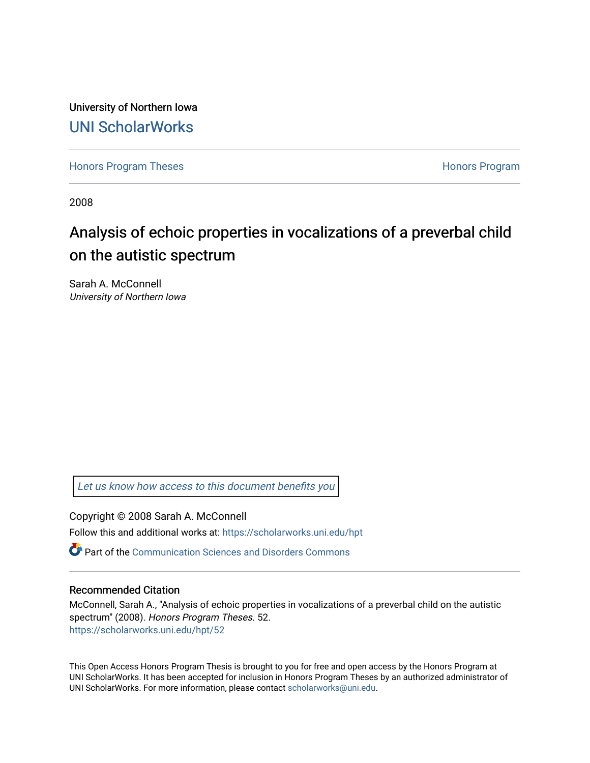University of Northern Iowa

UNI ScholarWorks

Honors Program Theses

Honors Program

2008

# Analysis of echoic properties in vocalizations of a preverbal child on the autistic spectrum

Sarah A. McConnell

*University of Northern Iowa*

*Let us know how access to this document benefits you*

Copyright © 2008 Sarah A. McConnell

Follow this and additional works at: https://scholarworks.uni.edu/hpt

Part of the Communication Sciences and Disorders Commons

## Recommended Citation

McConnell, Sarah A., "Analysis of echoic properties in vocalizations of a preverbal child on the autistic spectrum" (2008). *Honors Program Theses*. 52.
https://scholarworks.uni.edu/hpt/52

This Open Access Honors Program Thesis is brought to you for free and open access by the Honors Program at UNI ScholarWorks. It has been accepted for inclusion in Honors Program Theses by an authorized administrator of UNI ScholarWorks. For more information, please contact scholarworks@uni.edu.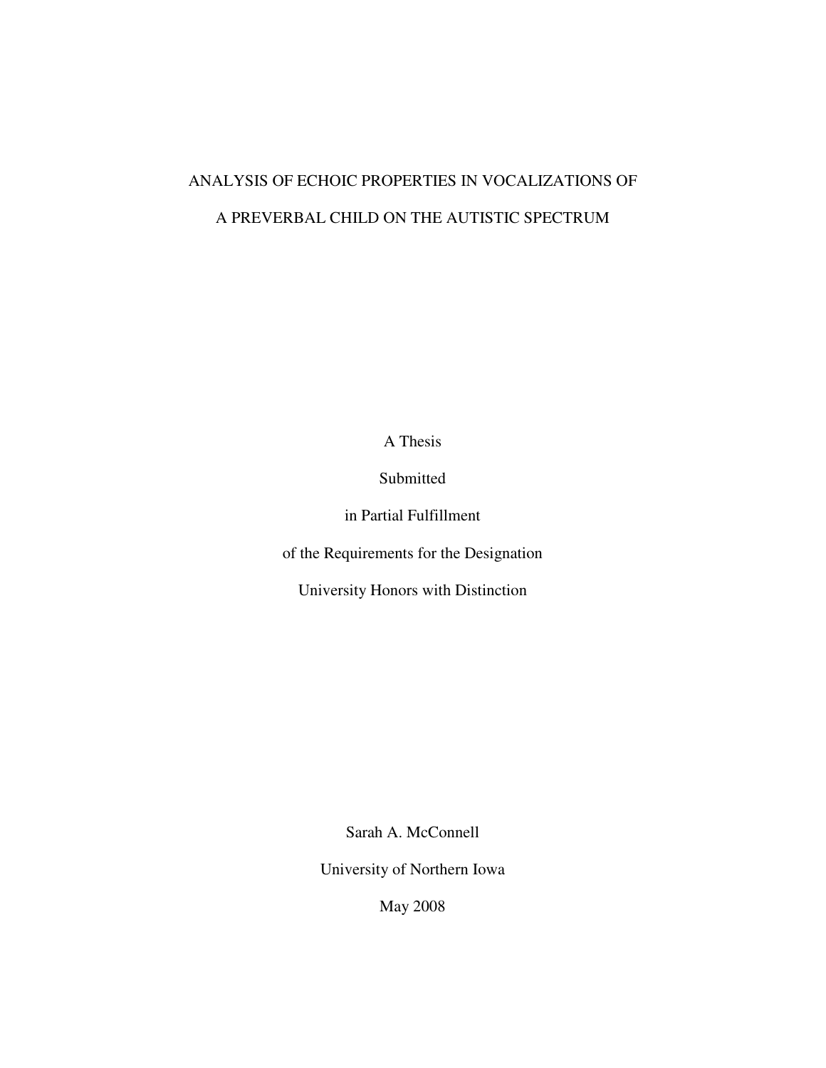# ANALYSIS OF ECHOIC PROPERTIES IN VOCALIZATIONS OF A PREVERBAL CHILD ON THE AUTISTIC SPECTRUM

A Thesis

Submitted

in Partial Fulfillment

of the Requirements for the Designation

University Honors with Distinction

Sarah A. McConnell

University of Northern Iowa

May 2008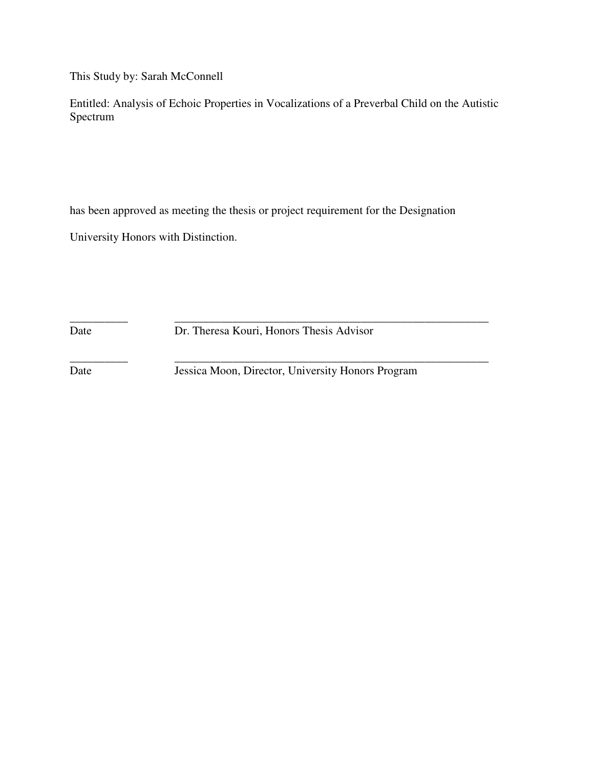This Study by: Sarah McConnell

Entitled: Analysis of Echoic Properties in Vocalizations of a Preverbal Child on the Autistic Spectrum

has been approved as meeting the thesis or project requirement for the Designation

University Honors with Distinction.

| | |
|---|---|
| __________ | ____________________________________________________________ |
| Date | Dr. Theresa Kouri, Honors Thesis Advisor |
| __________ | ____________________________________________________________ |
| Date | Jessica Moon, Director, University Honors Program |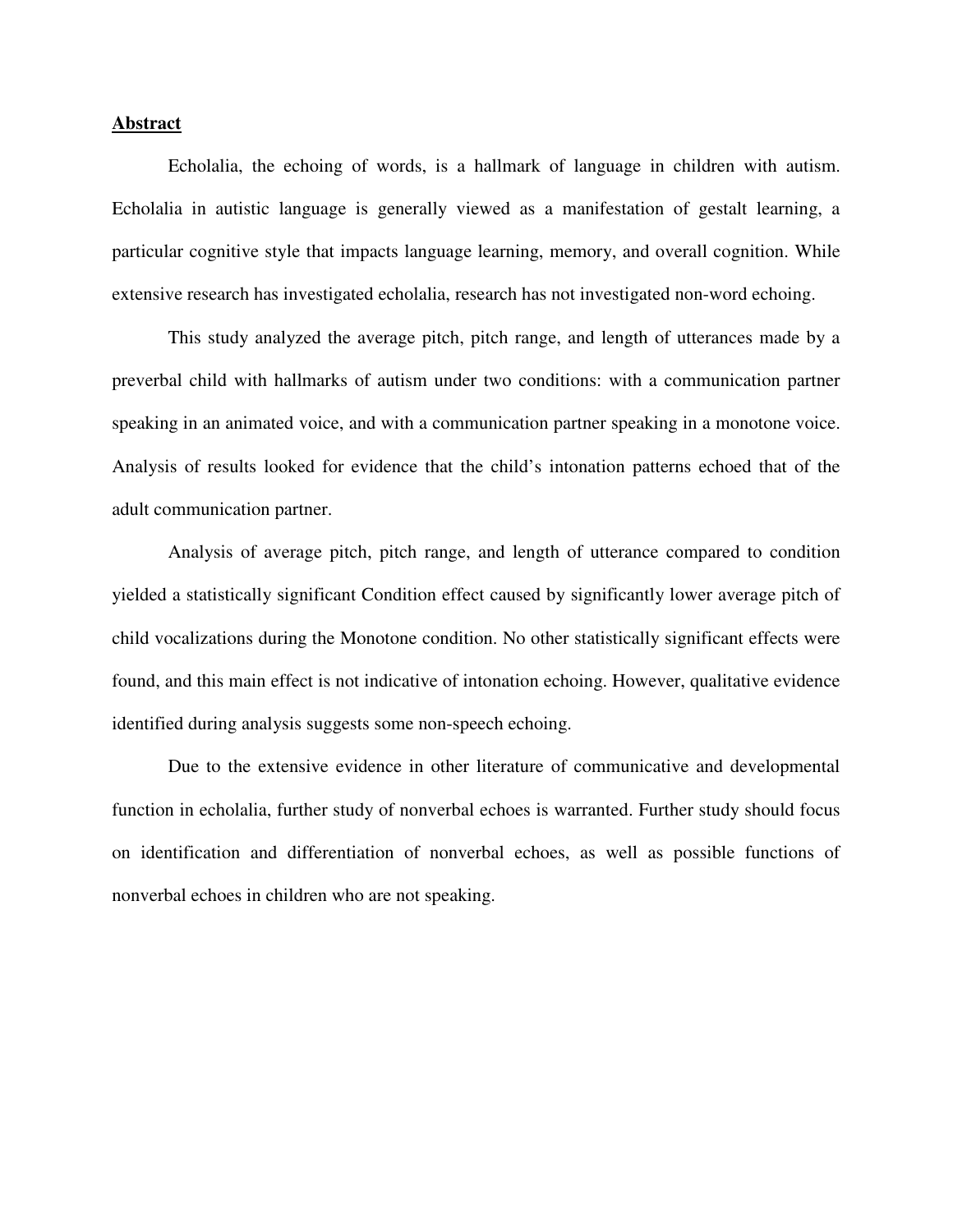## Abstract

Echolalia, the echoing of words, is a hallmark of language in children with autism. Echolalia in autistic language is generally viewed as a manifestation of gestalt learning, a particular cognitive style that impacts language learning, memory, and overall cognition. While extensive research has investigated echolalia, research has not investigated non-word echoing.

This study analyzed the average pitch, pitch range, and length of utterances made by a preverbal child with hallmarks of autism under two conditions: with a communication partner speaking in an animated voice, and with a communication partner speaking in a monotone voice. Analysis of results looked for evidence that the child's intonation patterns echoed that of the adult communication partner.

Analysis of average pitch, pitch range, and length of utterance compared to condition yielded a statistically significant Condition effect caused by significantly lower average pitch of child vocalizations during the Monotone condition. No other statistically significant effects were found, and this main effect is not indicative of intonation echoing. However, qualitative evidence identified during analysis suggests some non-speech echoing.

Due to the extensive evidence in other literature of communicative and developmental function in echolalia, further study of nonverbal echoes is warranted. Further study should focus on identification and differentiation of nonverbal echoes, as well as possible functions of nonverbal echoes in children who are not speaking.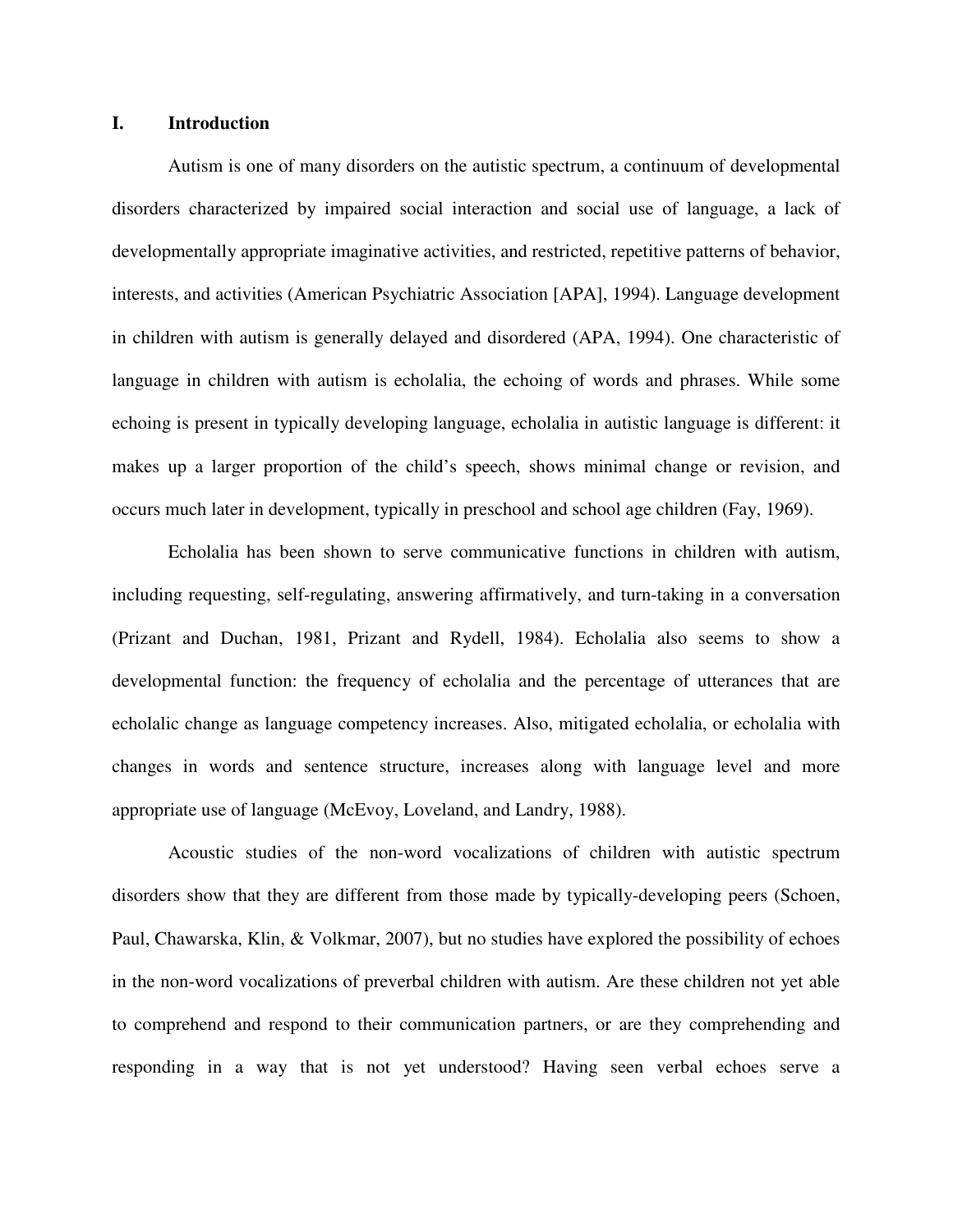## I. Introduction

Autism is one of many disorders on the autistic spectrum, a continuum of developmental disorders characterized by impaired social interaction and social use of language, a lack of developmentally appropriate imaginative activities, and restricted, repetitive patterns of behavior, interests, and activities (American Psychiatric Association [APA], 1994). Language development in children with autism is generally delayed and disordered (APA, 1994). One characteristic of language in children with autism is echolalia, the echoing of words and phrases. While some echoing is present in typically developing language, echolalia in autistic language is different: it makes up a larger proportion of the child's speech, shows minimal change or revision, and occurs much later in development, typically in preschool and school age children (Fay, 1969).

Echolalia has been shown to serve communicative functions in children with autism, including requesting, self-regulating, answering affirmatively, and turn-taking in a conversation (Prizant and Duchan, 1981, Prizant and Rydell, 1984). Echolalia also seems to show a developmental function: the frequency of echolalia and the percentage of utterances that are echolalic change as language competency increases. Also, mitigated echolalia, or echolalia with changes in words and sentence structure, increases along with language level and more appropriate use of language (McEvoy, Loveland, and Landry, 1988).

Acoustic studies of the non-word vocalizations of children with autistic spectrum disorders show that they are different from those made by typically-developing peers (Schoen, Paul, Chawarska, Klin, & Volkmar, 2007), but no studies have explored the possibility of echoes in the non-word vocalizations of preverbal children with autism. Are these children not yet able to comprehend and respond to their communication partners, or are they comprehending and responding in a way that is not yet understood? Having seen verbal echoes serve a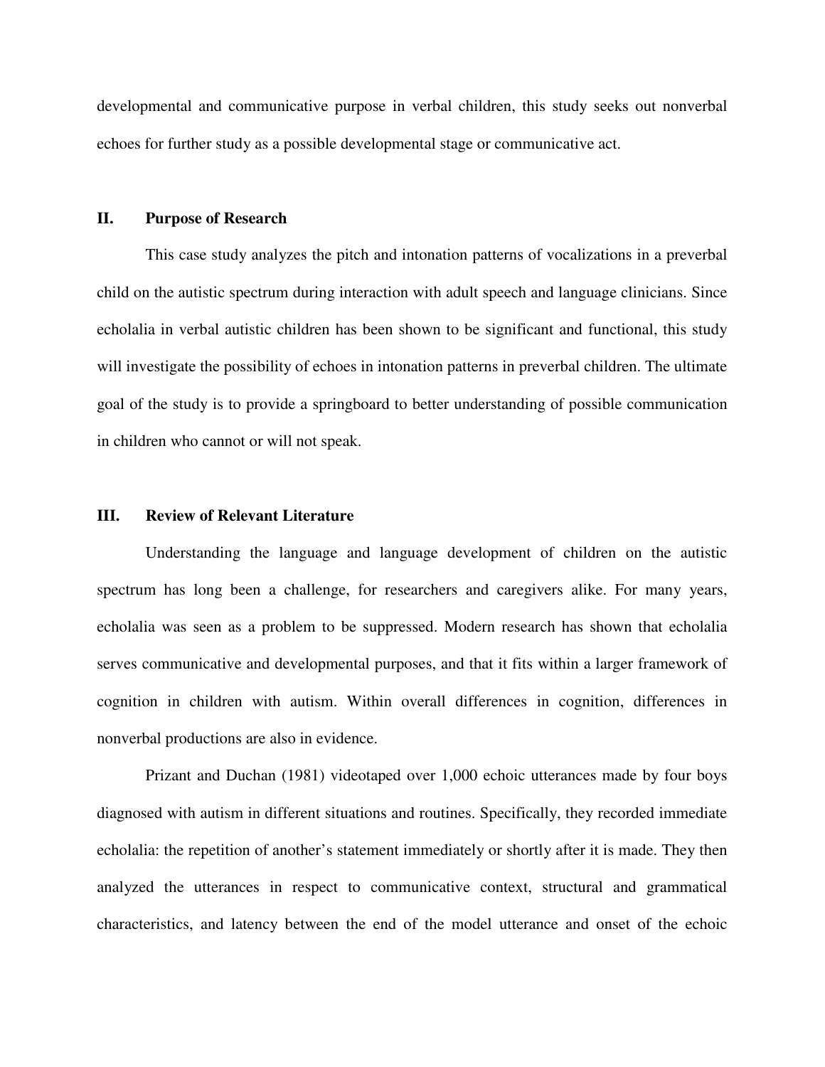developmental and communicative purpose in verbal children, this study seeks out nonverbal echoes for further study as a possible developmental stage or communicative act.

## II. Purpose of Research

This case study analyzes the pitch and intonation patterns of vocalizations in a preverbal child on the autistic spectrum during interaction with adult speech and language clinicians. Since echolalia in verbal autistic children has been shown to be significant and functional, this study will investigate the possibility of echoes in intonation patterns in preverbal children. The ultimate goal of the study is to provide a springboard to better understanding of possible communication in children who cannot or will not speak.

## III. Review of Relevant Literature

Understanding the language and language development of children on the autistic spectrum has long been a challenge, for researchers and caregivers alike. For many years, echolalia was seen as a problem to be suppressed. Modern research has shown that echolalia serves communicative and developmental purposes, and that it fits within a larger framework of cognition in children with autism. Within overall differences in cognition, differences in nonverbal productions are also in evidence.

Prizant and Duchan (1981) videotaped over 1,000 echoic utterances made by four boys diagnosed with autism in different situations and routines. Specifically, they recorded immediate echolalia: the repetition of another's statement immediately or shortly after it is made. They then analyzed the utterances in respect to communicative context, structural and grammatical characteristics, and latency between the end of the model utterance and onset of the echoic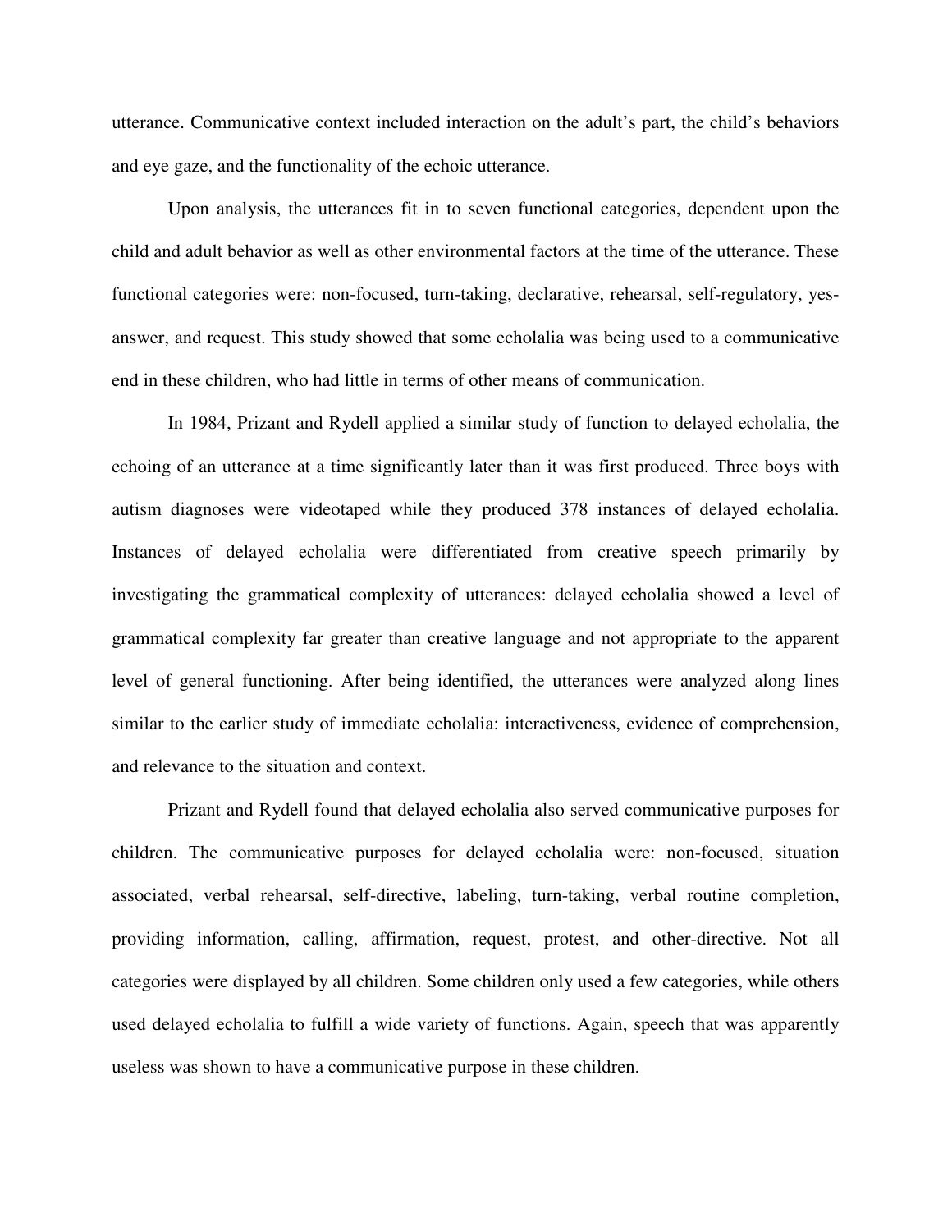utterance. Communicative context included interaction on the adult's part, the child's behaviors and eye gaze, and the functionality of the echoic utterance.

Upon analysis, the utterances fit in to seven functional categories, dependent upon the child and adult behavior as well as other environmental factors at the time of the utterance. These functional categories were: non-focused, turn-taking, declarative, rehearsal, self-regulatory, yes-answer, and request. This study showed that some echolalia was being used to a communicative end in these children, who had little in terms of other means of communication.

In 1984, Prizant and Rydell applied a similar study of function to delayed echolalia, the echoing of an utterance at a time significantly later than it was first produced. Three boys with autism diagnoses were videotaped while they produced 378 instances of delayed echolalia. Instances of delayed echolalia were differentiated from creative speech primarily by investigating the grammatical complexity of utterances: delayed echolalia showed a level of grammatical complexity far greater than creative language and not appropriate to the apparent level of general functioning. After being identified, the utterances were analyzed along lines similar to the earlier study of immediate echolalia: interactiveness, evidence of comprehension, and relevance to the situation and context.

Prizant and Rydell found that delayed echolalia also served communicative purposes for children. The communicative purposes for delayed echolalia were: non-focused, situation associated, verbal rehearsal, self-directive, labeling, turn-taking, verbal routine completion, providing information, calling, affirmation, request, protest, and other-directive. Not all categories were displayed by all children. Some children only used a few categories, while others used delayed echolalia to fulfill a wide variety of functions. Again, speech that was apparently useless was shown to have a communicative purpose in these children.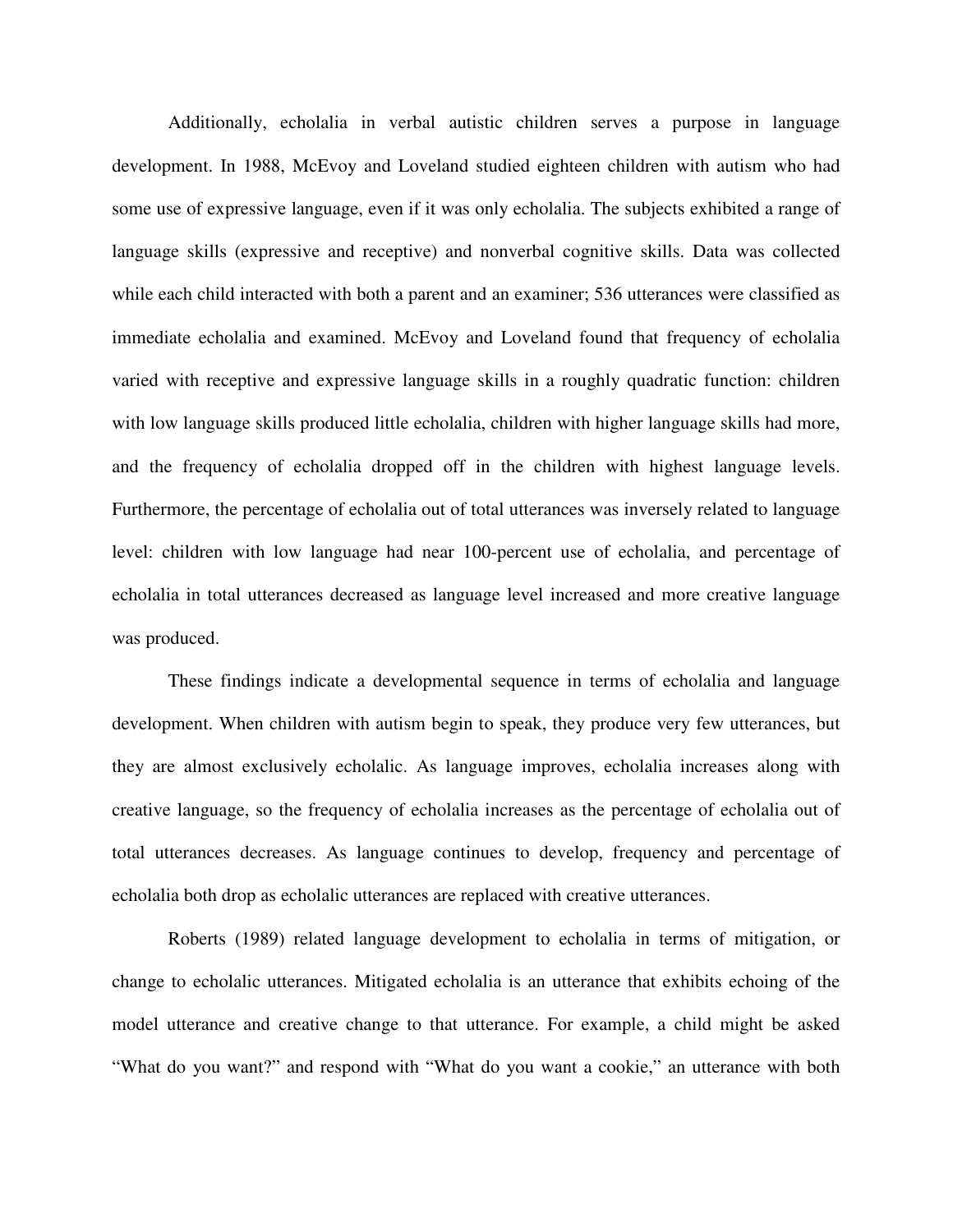Additionally, echolalia in verbal autistic children serves a purpose in language development. In 1988, McEvoy and Loveland studied eighteen children with autism who had some use of expressive language, even if it was only echolalia. The subjects exhibited a range of language skills (expressive and receptive) and nonverbal cognitive skills. Data was collected while each child interacted with both a parent and an examiner; 536 utterances were classified as immediate echolalia and examined. McEvoy and Loveland found that frequency of echolalia varied with receptive and expressive language skills in a roughly quadratic function: children with low language skills produced little echolalia, children with higher language skills had more, and the frequency of echolalia dropped off in the children with highest language levels. Furthermore, the percentage of echolalia out of total utterances was inversely related to language level: children with low language had near 100-percent use of echolalia, and percentage of echolalia in total utterances decreased as language level increased and more creative language was produced.

These findings indicate a developmental sequence in terms of echolalia and language development. When children with autism begin to speak, they produce very few utterances, but they are almost exclusively echolalic. As language improves, echolalia increases along with creative language, so the frequency of echolalia increases as the percentage of echolalia out of total utterances decreases. As language continues to develop, frequency and percentage of echolalia both drop as echolalic utterances are replaced with creative utterances.

Roberts (1989) related language development to echolalia in terms of mitigation, or change to echolalic utterances. Mitigated echolalia is an utterance that exhibits echoing of the model utterance and creative change to that utterance. For example, a child might be asked "What do you want?" and respond with "What do you want a cookie," an utterance with both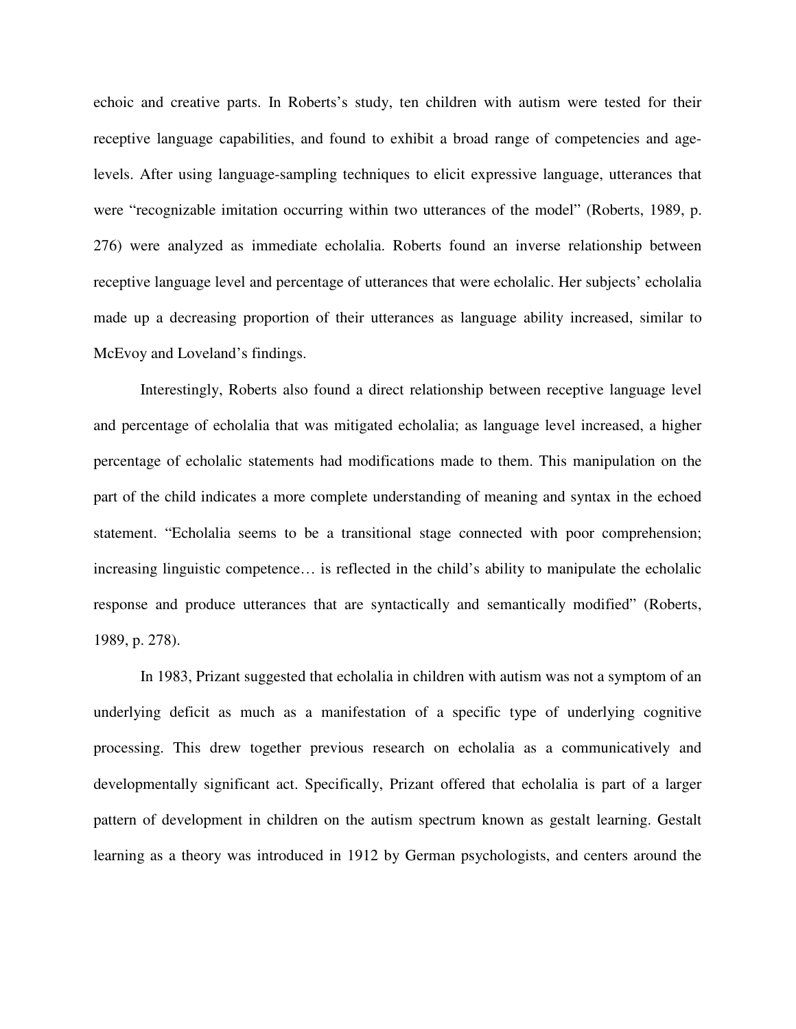echoic and creative parts. In Roberts's study, ten children with autism were tested for their receptive language capabilities, and found to exhibit a broad range of competencies and age-levels. After using language-sampling techniques to elicit expressive language, utterances that were "recognizable imitation occurring within two utterances of the model" (Roberts, 1989, p. 276) were analyzed as immediate echolalia. Roberts found an inverse relationship between receptive language level and percentage of utterances that were echolalic. Her subjects' echolalia made up a decreasing proportion of their utterances as language ability increased, similar to McEvoy and Loveland's findings.

Interestingly, Roberts also found a direct relationship between receptive language level and percentage of echolalia that was mitigated echolalia; as language level increased, a higher percentage of echolalic statements had modifications made to them. This manipulation on the part of the child indicates a more complete understanding of meaning and syntax in the echoed statement. "Echolalia seems to be a transitional stage connected with poor comprehension; increasing linguistic competence… is reflected in the child's ability to manipulate the echolalic response and produce utterances that are syntactically and semantically modified" (Roberts, 1989, p. 278).

In 1983, Prizant suggested that echolalia in children with autism was not a symptom of an underlying deficit as much as a manifestation of a specific type of underlying cognitive processing. This drew together previous research on echolalia as a communicatively and developmentally significant act. Specifically, Prizant offered that echolalia is part of a larger pattern of development in children on the autism spectrum known as gestalt learning. Gestalt learning as a theory was introduced in 1912 by German psychologists, and centers around the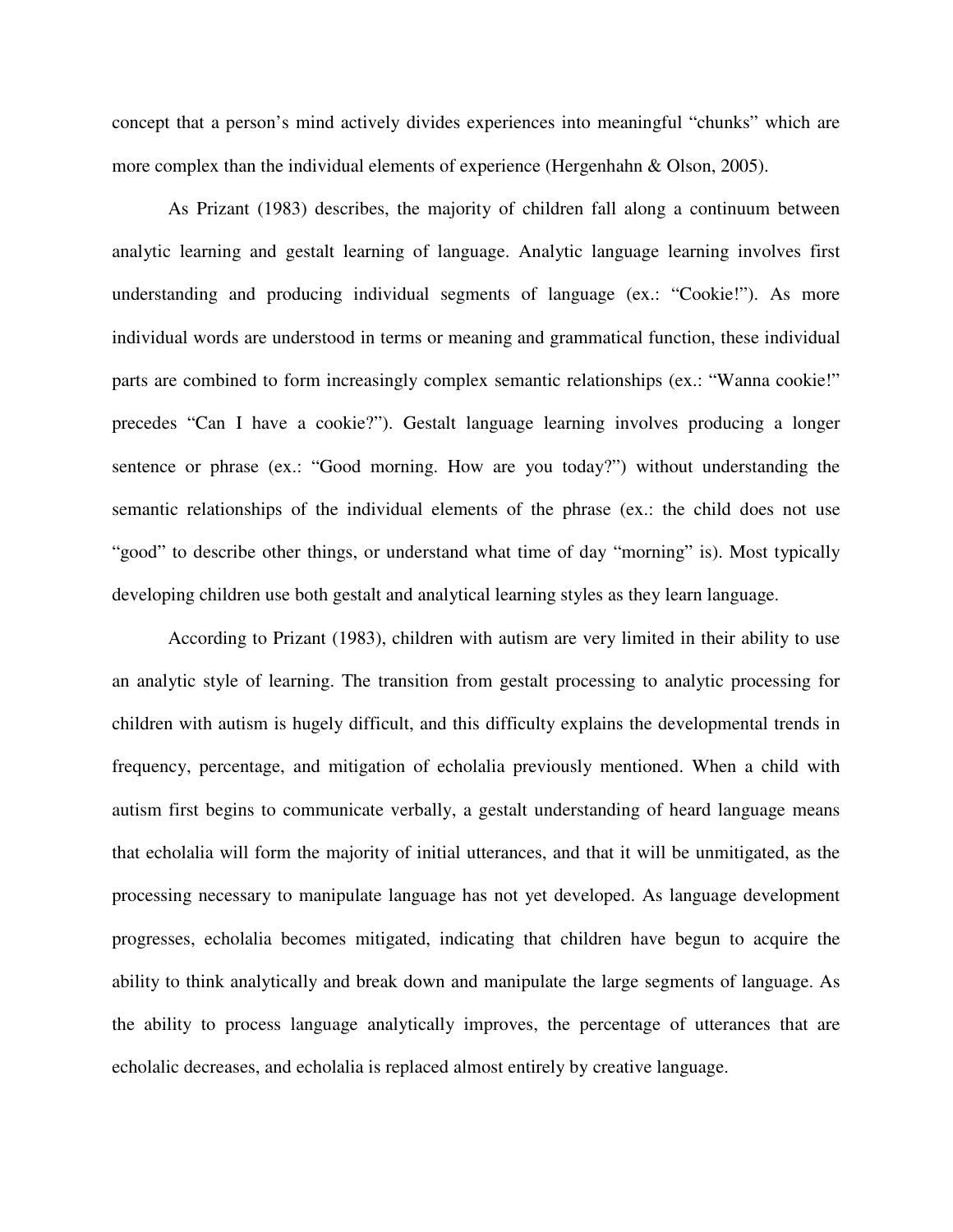concept that a person's mind actively divides experiences into meaningful "chunks" which are more complex than the individual elements of experience (Hergenhahn & Olson, 2005).

As Prizant (1983) describes, the majority of children fall along a continuum between analytic learning and gestalt learning of language. Analytic language learning involves first understanding and producing individual segments of language (ex.: "Cookie!"). As more individual words are understood in terms or meaning and grammatical function, these individual parts are combined to form increasingly complex semantic relationships (ex.: "Wanna cookie!" precedes "Can I have a cookie?"). Gestalt language learning involves producing a longer sentence or phrase (ex.: "Good morning. How are you today?") without understanding the semantic relationships of the individual elements of the phrase (ex.: the child does not use "good" to describe other things, or understand what time of day "morning" is). Most typically developing children use both gestalt and analytical learning styles as they learn language.

According to Prizant (1983), children with autism are very limited in their ability to use an analytic style of learning. The transition from gestalt processing to analytic processing for children with autism is hugely difficult, and this difficulty explains the developmental trends in frequency, percentage, and mitigation of echolalia previously mentioned. When a child with autism first begins to communicate verbally, a gestalt understanding of heard language means that echolalia will form the majority of initial utterances, and that it will be unmitigated, as the processing necessary to manipulate language has not yet developed. As language development progresses, echolalia becomes mitigated, indicating that children have begun to acquire the ability to think analytically and break down and manipulate the large segments of language. As the ability to process language analytically improves, the percentage of utterances that are echolalic decreases, and echolalia is replaced almost entirely by creative language.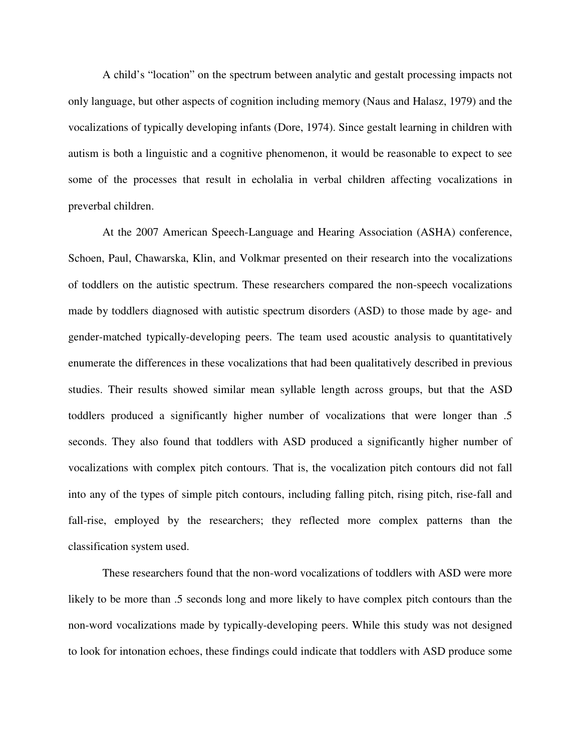A child's "location" on the spectrum between analytic and gestalt processing impacts not only language, but other aspects of cognition including memory (Naus and Halasz, 1979) and the vocalizations of typically developing infants (Dore, 1974). Since gestalt learning in children with autism is both a linguistic and a cognitive phenomenon, it would be reasonable to expect to see some of the processes that result in echolalia in verbal children affecting vocalizations in preverbal children.

At the 2007 American Speech-Language and Hearing Association (ASHA) conference, Schoen, Paul, Chawarska, Klin, and Volkmar presented on their research into the vocalizations of toddlers on the autistic spectrum. These researchers compared the non-speech vocalizations made by toddlers diagnosed with autistic spectrum disorders (ASD) to those made by age- and gender-matched typically-developing peers. The team used acoustic analysis to quantitatively enumerate the differences in these vocalizations that had been qualitatively described in previous studies. Their results showed similar mean syllable length across groups, but that the ASD toddlers produced a significantly higher number of vocalizations that were longer than .5 seconds. They also found that toddlers with ASD produced a significantly higher number of vocalizations with complex pitch contours. That is, the vocalization pitch contours did not fall into any of the types of simple pitch contours, including falling pitch, rising pitch, rise-fall and fall-rise, employed by the researchers; they reflected more complex patterns than the classification system used.

These researchers found that the non-word vocalizations of toddlers with ASD were more likely to be more than .5 seconds long and more likely to have complex pitch contours than the non-word vocalizations made by typically-developing peers. While this study was not designed to look for intonation echoes, these findings could indicate that toddlers with ASD produce some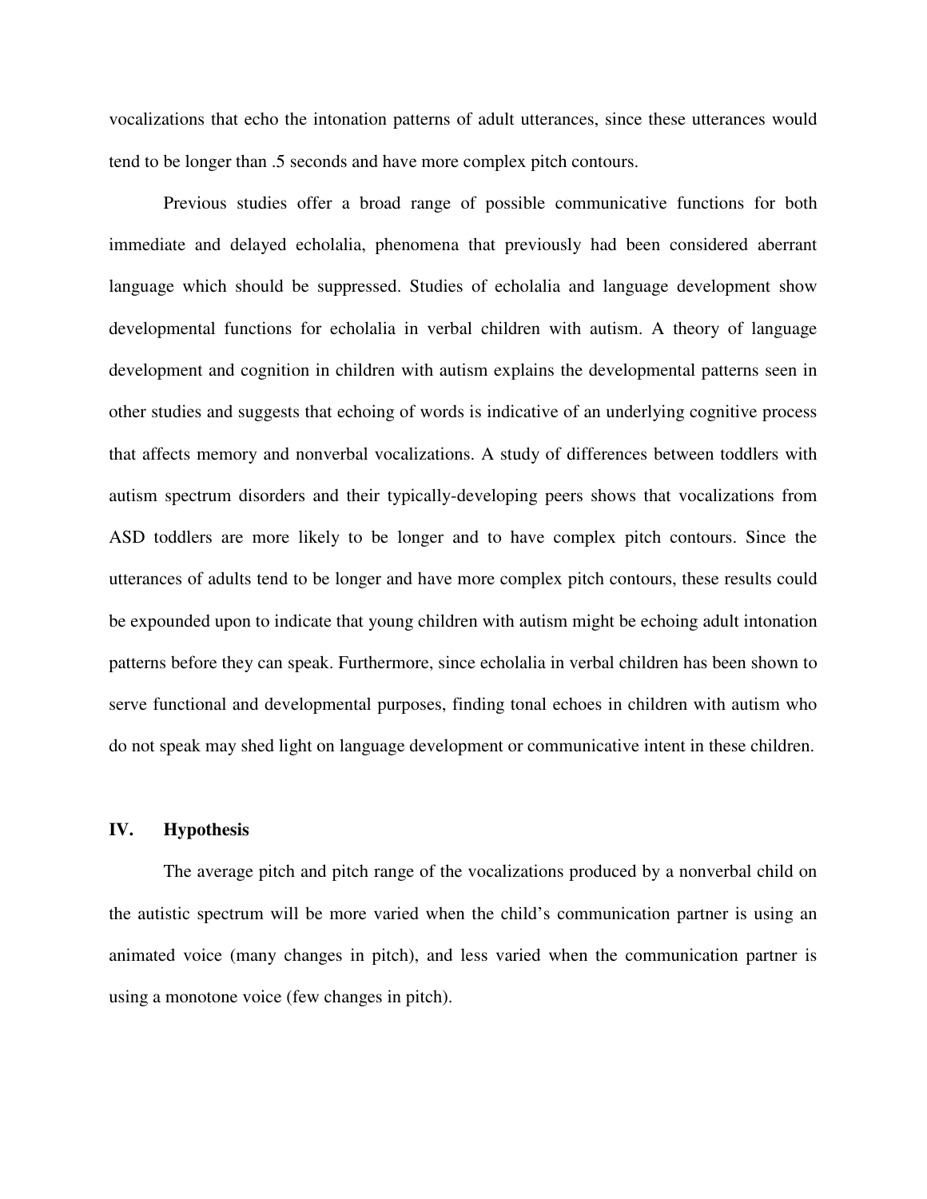vocalizations that echo the intonation patterns of adult utterances, since these utterances would tend to be longer than .5 seconds and have more complex pitch contours.

Previous studies offer a broad range of possible communicative functions for both immediate and delayed echolalia, phenomena that previously had been considered aberrant language which should be suppressed. Studies of echolalia and language development show developmental functions for echolalia in verbal children with autism. A theory of language development and cognition in children with autism explains the developmental patterns seen in other studies and suggests that echoing of words is indicative of an underlying cognitive process that affects memory and nonverbal vocalizations. A study of differences between toddlers with autism spectrum disorders and their typically-developing peers shows that vocalizations from ASD toddlers are more likely to be longer and to have complex pitch contours. Since the utterances of adults tend to be longer and have more complex pitch contours, these results could be expounded upon to indicate that young children with autism might be echoing adult intonation patterns before they can speak. Furthermore, since echolalia in verbal children has been shown to serve functional and developmental purposes, finding tonal echoes in children with autism who do not speak may shed light on language development or communicative intent in these children.

## IV. Hypothesis

The average pitch and pitch range of the vocalizations produced by a nonverbal child on the autistic spectrum will be more varied when the child's communication partner is using an animated voice (many changes in pitch), and less varied when the communication partner is using a monotone voice (few changes in pitch).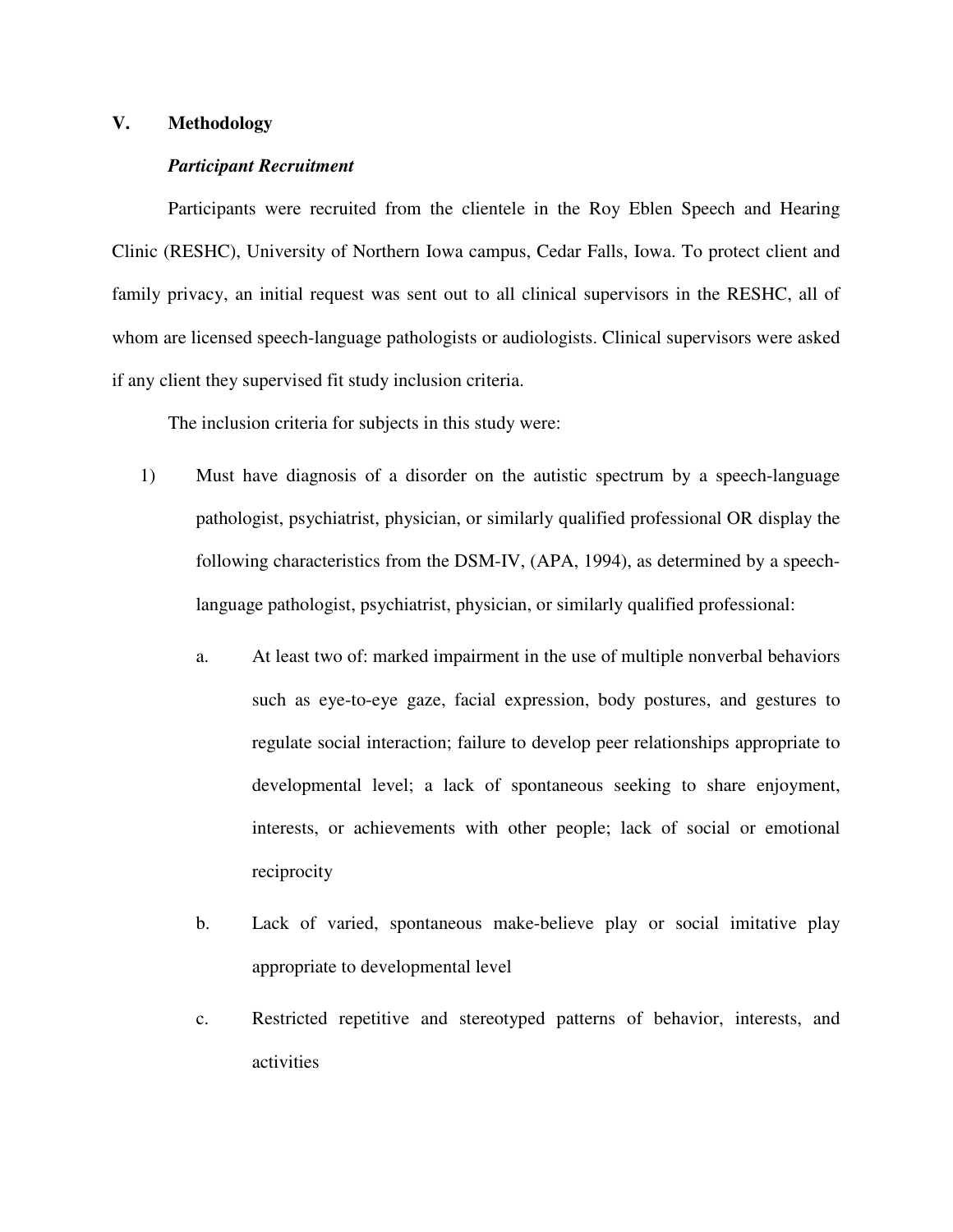## V. Methodology

### *Participant Recruitment*

Participants were recruited from the clientele in the Roy Eblen Speech and Hearing Clinic (RESHC), University of Northern Iowa campus, Cedar Falls, Iowa. To protect client and family privacy, an initial request was sent out to all clinical supervisors in the RESHC, all of whom are licensed speech-language pathologists or audiologists. Clinical supervisors were asked if any client they supervised fit study inclusion criteria.

The inclusion criteria for subjects in this study were:

1) Must have diagnosis of a disorder on the autistic spectrum by a speech-language pathologist, psychiatrist, physician, or similarly qualified professional OR display the following characteristics from the DSM-IV, (APA, 1994), as determined by a speech-language pathologist, psychiatrist, physician, or similarly qualified professional:

    a. At least two of: marked impairment in the use of multiple nonverbal behaviors such as eye-to-eye gaze, facial expression, body postures, and gestures to regulate social interaction; failure to develop peer relationships appropriate to developmental level; a lack of spontaneous seeking to share enjoyment, interests, or achievements with other people; lack of social or emotional reciprocity

    b. Lack of varied, spontaneous make-believe play or social imitative play appropriate to developmental level

    c. Restricted repetitive and stereotyped patterns of behavior, interests, and activities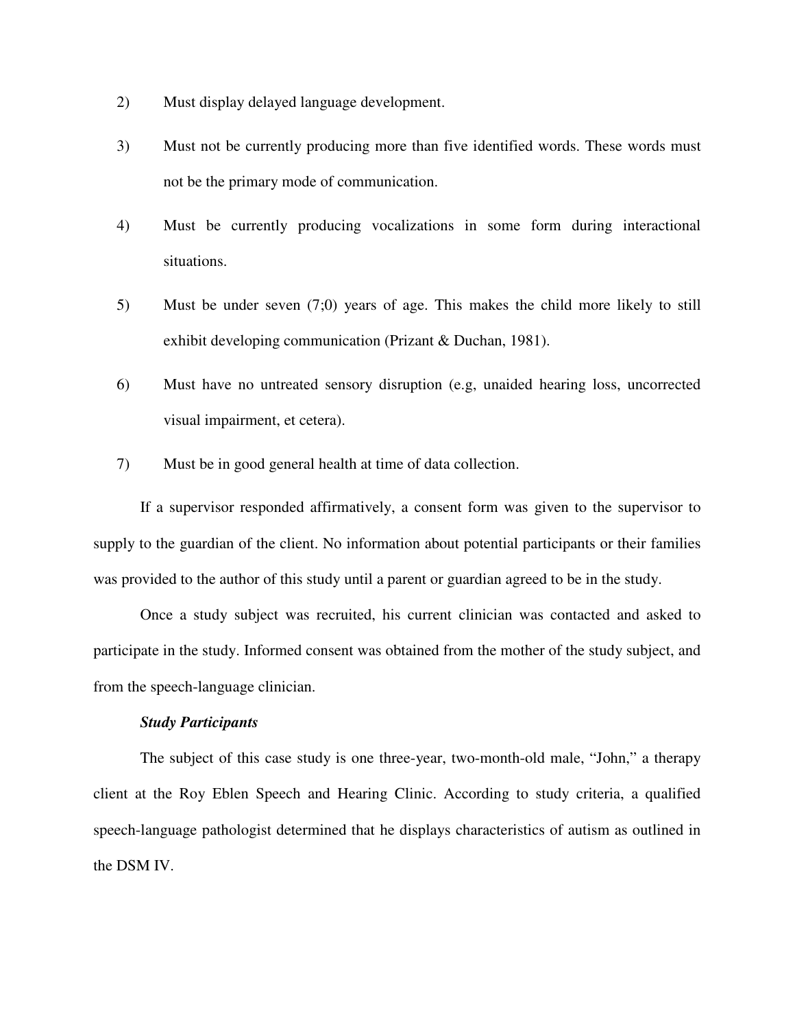2) Must display delayed language development.

3) Must not be currently producing more than five identified words. These words must not be the primary mode of communication.

4) Must be currently producing vocalizations in some form during interactional situations.

5) Must be under seven (7;0) years of age. This makes the child more likely to still exhibit developing communication (Prizant & Duchan, 1981).

6) Must have no untreated sensory disruption (e.g, unaided hearing loss, uncorrected visual impairment, et cetera).

7) Must be in good general health at time of data collection.

If a supervisor responded affirmatively, a consent form was given to the supervisor to supply to the guardian of the client. No information about potential participants or their families was provided to the author of this study until a parent or guardian agreed to be in the study.

Once a study subject was recruited, his current clinician was contacted and asked to participate in the study. Informed consent was obtained from the mother of the study subject, and from the speech-language clinician.

***Study Participants***

The subject of this case study is one three-year, two-month-old male, "John," a therapy client at the Roy Eblen Speech and Hearing Clinic. According to study criteria, a qualified speech-language pathologist determined that he displays characteristics of autism as outlined in the DSM IV.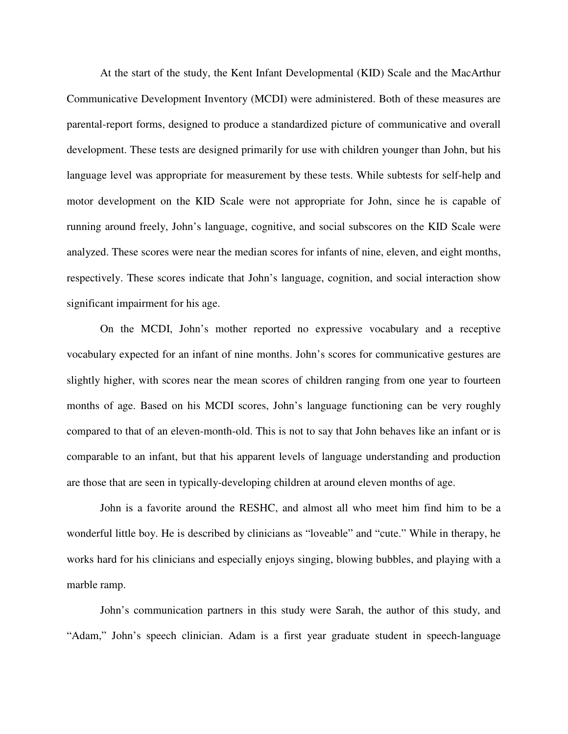At the start of the study, the Kent Infant Developmental (KID) Scale and the MacArthur Communicative Development Inventory (MCDI) were administered. Both of these measures are parental-report forms, designed to produce a standardized picture of communicative and overall development. These tests are designed primarily for use with children younger than John, but his language level was appropriate for measurement by these tests. While subtests for self-help and motor development on the KID Scale were not appropriate for John, since he is capable of running around freely, John's language, cognitive, and social subscores on the KID Scale were analyzed. These scores were near the median scores for infants of nine, eleven, and eight months, respectively. These scores indicate that John's language, cognition, and social interaction show significant impairment for his age.

On the MCDI, John's mother reported no expressive vocabulary and a receptive vocabulary expected for an infant of nine months. John's scores for communicative gestures are slightly higher, with scores near the mean scores of children ranging from one year to fourteen months of age. Based on his MCDI scores, John's language functioning can be very roughly compared to that of an eleven-month-old. This is not to say that John behaves like an infant or is comparable to an infant, but that his apparent levels of language understanding and production are those that are seen in typically-developing children at around eleven months of age.

John is a favorite around the RESHC, and almost all who meet him find him to be a wonderful little boy. He is described by clinicians as "loveable" and "cute." While in therapy, he works hard for his clinicians and especially enjoys singing, blowing bubbles, and playing with a marble ramp.

John's communication partners in this study were Sarah, the author of this study, and "Adam," John's speech clinician. Adam is a first year graduate student in speech-language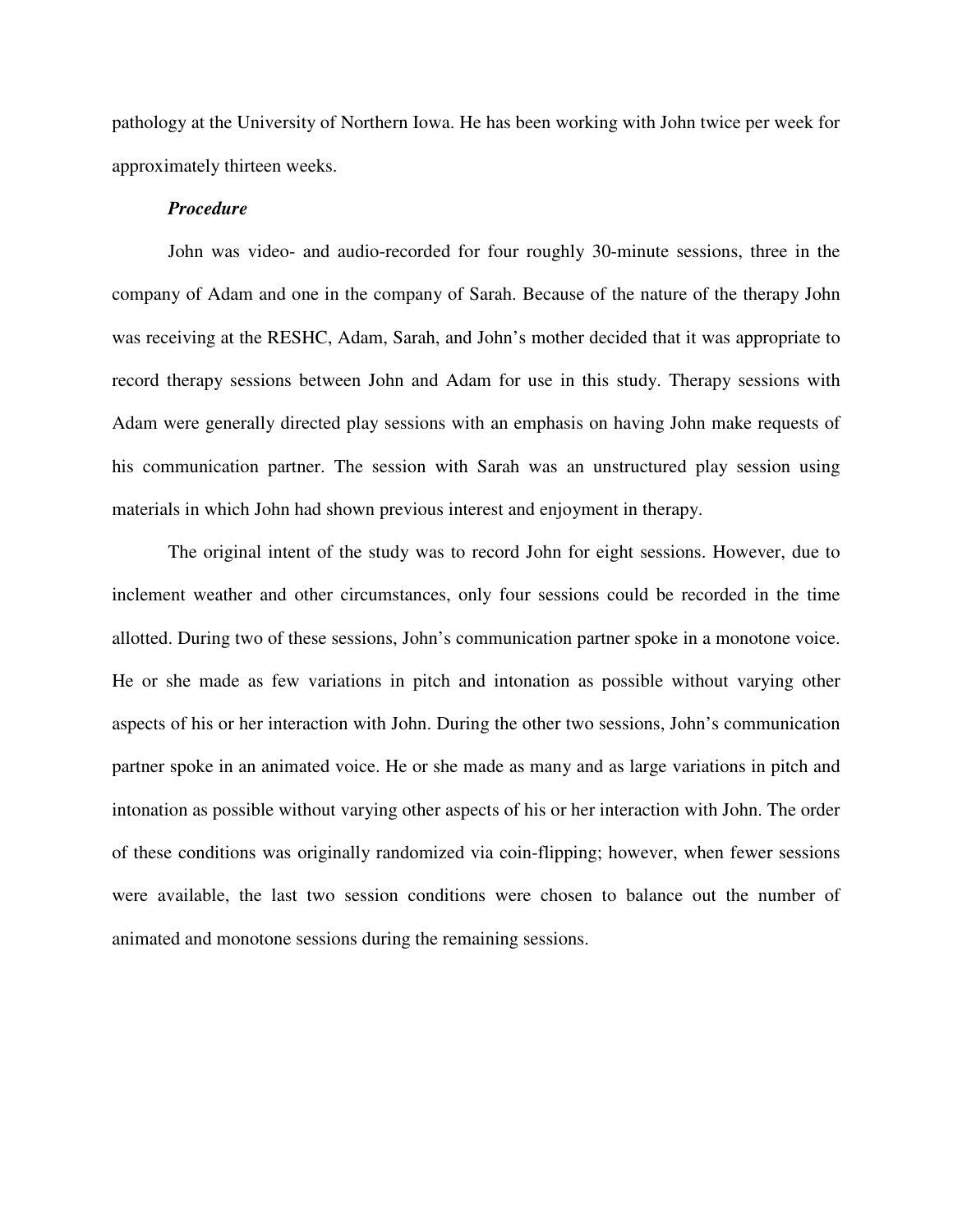pathology at the University of Northern Iowa. He has been working with John twice per week for approximately thirteen weeks.

### *Procedure*

John was video- and audio-recorded for four roughly 30-minute sessions, three in the company of Adam and one in the company of Sarah. Because of the nature of the therapy John was receiving at the RESHC, Adam, Sarah, and John's mother decided that it was appropriate to record therapy sessions between John and Adam for use in this study. Therapy sessions with Adam were generally directed play sessions with an emphasis on having John make requests of his communication partner. The session with Sarah was an unstructured play session using materials in which John had shown previous interest and enjoyment in therapy.

The original intent of the study was to record John for eight sessions. However, due to inclement weather and other circumstances, only four sessions could be recorded in the time allotted. During two of these sessions, John's communication partner spoke in a monotone voice. He or she made as few variations in pitch and intonation as possible without varying other aspects of his or her interaction with John. During the other two sessions, John's communication partner spoke in an animated voice. He or she made as many and as large variations in pitch and intonation as possible without varying other aspects of his or her interaction with John. The order of these conditions was originally randomized via coin-flipping; however, when fewer sessions were available, the last two session conditions were chosen to balance out the number of animated and monotone sessions during the remaining sessions.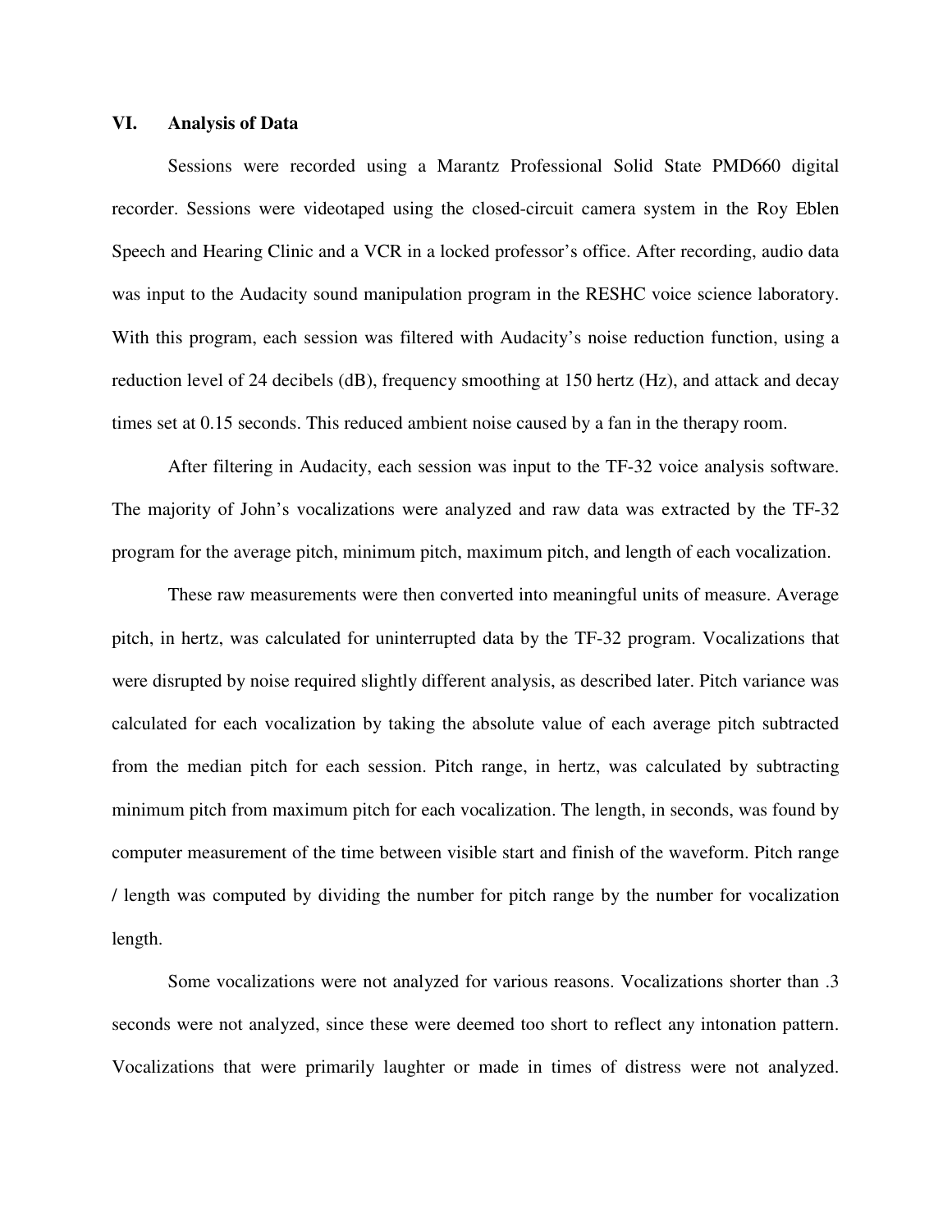## VI. Analysis of Data

Sessions were recorded using a Marantz Professional Solid State PMD660 digital recorder. Sessions were videotaped using the closed-circuit camera system in the Roy Eblen Speech and Hearing Clinic and a VCR in a locked professor's office. After recording, audio data was input to the Audacity sound manipulation program in the RESHC voice science laboratory. With this program, each session was filtered with Audacity's noise reduction function, using a reduction level of 24 decibels (dB), frequency smoothing at 150 hertz (Hz), and attack and decay times set at 0.15 seconds. This reduced ambient noise caused by a fan in the therapy room.

After filtering in Audacity, each session was input to the TF-32 voice analysis software. The majority of John's vocalizations were analyzed and raw data was extracted by the TF-32 program for the average pitch, minimum pitch, maximum pitch, and length of each vocalization.

These raw measurements were then converted into meaningful units of measure. Average pitch, in hertz, was calculated for uninterrupted data by the TF-32 program. Vocalizations that were disrupted by noise required slightly different analysis, as described later. Pitch variance was calculated for each vocalization by taking the absolute value of each average pitch subtracted from the median pitch for each session. Pitch range, in hertz, was calculated by subtracting minimum pitch from maximum pitch for each vocalization. The length, in seconds, was found by computer measurement of the time between visible start and finish of the waveform. Pitch range / length was computed by dividing the number for pitch range by the number for vocalization length.

Some vocalizations were not analyzed for various reasons. Vocalizations shorter than .3 seconds were not analyzed, since these were deemed too short to reflect any intonation pattern. Vocalizations that were primarily laughter or made in times of distress were not analyzed.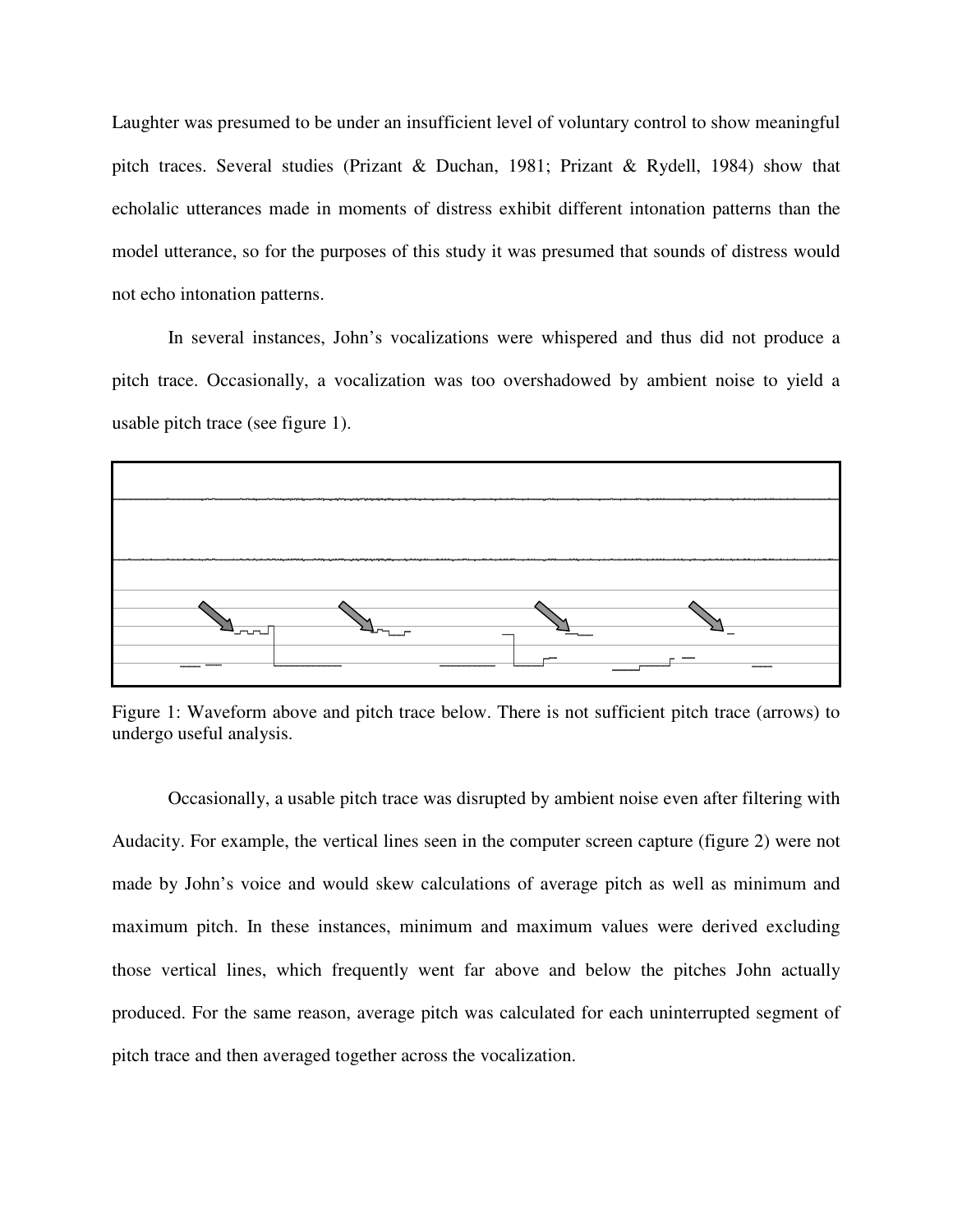Laughter was presumed to be under an insufficient level of voluntary control to show meaningful pitch traces. Several studies (Prizant & Duchan, 1981; Prizant & Rydell, 1984) show that echolalic utterances made in moments of distress exhibit different intonation patterns than the model utterance, so for the purposes of this study it was presumed that sounds of distress would not echo intonation patterns.

In several instances, John's vocalizations were whispered and thus did not produce a pitch trace. Occasionally, a vocalization was too overshadowed by ambient noise to yield a usable pitch trace (see figure 1).

Figure 1: Waveform above and pitch trace below. There is not sufficient pitch trace (arrows) to undergo useful analysis.

Occasionally, a usable pitch trace was disrupted by ambient noise even after filtering with Audacity. For example, the vertical lines seen in the computer screen capture (figure 2) were not made by John's voice and would skew calculations of average pitch as well as minimum and maximum pitch. In these instances, minimum and maximum values were derived excluding those vertical lines, which frequently went far above and below the pitches John actually produced. For the same reason, average pitch was calculated for each uninterrupted segment of pitch trace and then averaged together across the vocalization.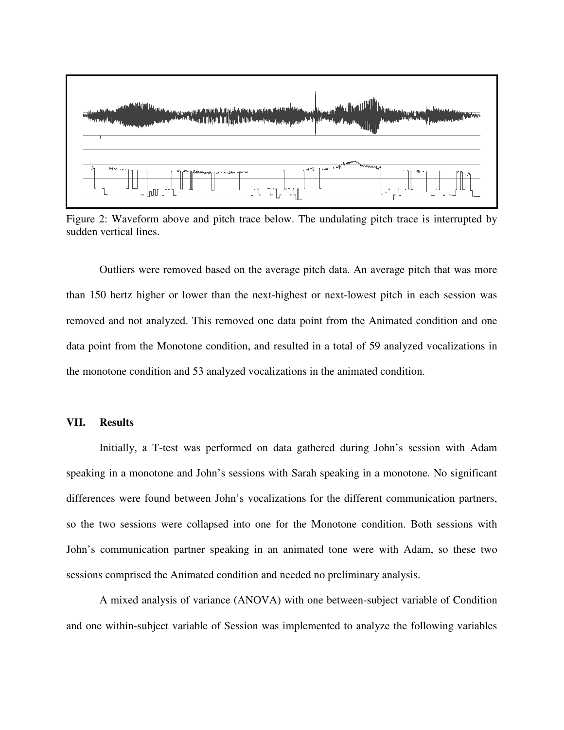Figure 2: Waveform above and pitch trace below. The undulating pitch trace is interrupted by sudden vertical lines.

Outliers were removed based on the average pitch data. An average pitch that was more than 150 hertz higher or lower than the next-highest or next-lowest pitch in each session was removed and not analyzed. This removed one data point from the Animated condition and one data point from the Monotone condition, and resulted in a total of 59 analyzed vocalizations in the monotone condition and 53 analyzed vocalizations in the animated condition.

## VII. Results

Initially, a T-test was performed on data gathered during John's session with Adam speaking in a monotone and John's sessions with Sarah speaking in a monotone. No significant differences were found between John's vocalizations for the different communication partners, so the two sessions were collapsed into one for the Monotone condition. Both sessions with John's communication partner speaking in an animated tone were with Adam, so these two sessions comprised the Animated condition and needed no preliminary analysis.

A mixed analysis of variance (ANOVA) with one between-subject variable of Condition and one within-subject variable of Session was implemented to analyze the following variables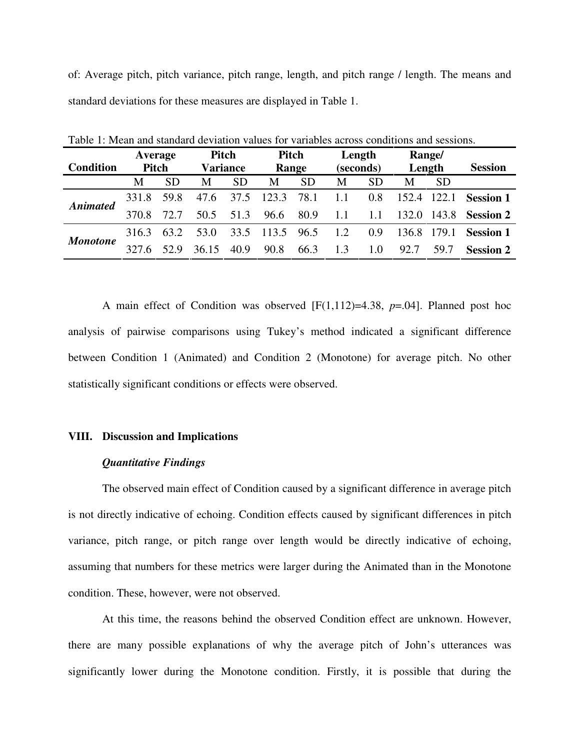of: Average pitch, pitch variance, pitch range, length, and pitch range / length. The means and standard deviations for these measures are displayed in Table 1.

Table 1: Mean and standard deviation values for variables across conditions and sessions.

| Condition | Average Pitch | | Pitch Variance | | Pitch Range | | Length (seconds) | | Range/ Length | | Session |
|---|---|---|---|---|---|---|---|---|---|---|---|
| | M | SD | M | SD | M | SD | M | SD | M | SD | |
| ***Animated*** | 331.8 | 59.8 | 47.6 | 37.5 | 123.3 | 78.1 | 1.1 | 0.8 | 152.4 | 122.1 | **Session 1** |
| | 370.8 | 72.7 | 50.5 | 51.3 | 96.6 | 80.9 | 1.1 | 1.1 | 132.0 | 143.8 | **Session 2** |
| ***Monotone*** | 316.3 | 63.2 | 53.0 | 33.5 | 113.5 | 96.5 | 1.2 | 0.9 | 136.8 | 179.1 | **Session 1** |
| | 327.6 | 52.9 | 36.15 | 40.9 | 90.8 | 66.3 | 1.3 | 1.0 | 92.7 | 59.7 | **Session 2** |

A main effect of Condition was observed [$F(1,112)=4.38$, $p=.04$]. Planned post hoc analysis of pairwise comparisons using Tukey's method indicated a significant difference between Condition 1 (Animated) and Condition 2 (Monotone) for average pitch. No other statistically significant conditions or effects were observed.

## VIII. Discussion and Implications

### *Quantitative Findings*

The observed main effect of Condition caused by a significant difference in average pitch is not directly indicative of echoing. Condition effects caused by significant differences in pitch variance, pitch range, or pitch range over length would be directly indicative of echoing, assuming that numbers for these metrics were larger during the Animated than in the Monotone condition. These, however, were not observed.

At this time, the reasons behind the observed Condition effect are unknown. However, there are many possible explanations of why the average pitch of John's utterances was significantly lower during the Monotone condition. Firstly, it is possible that during the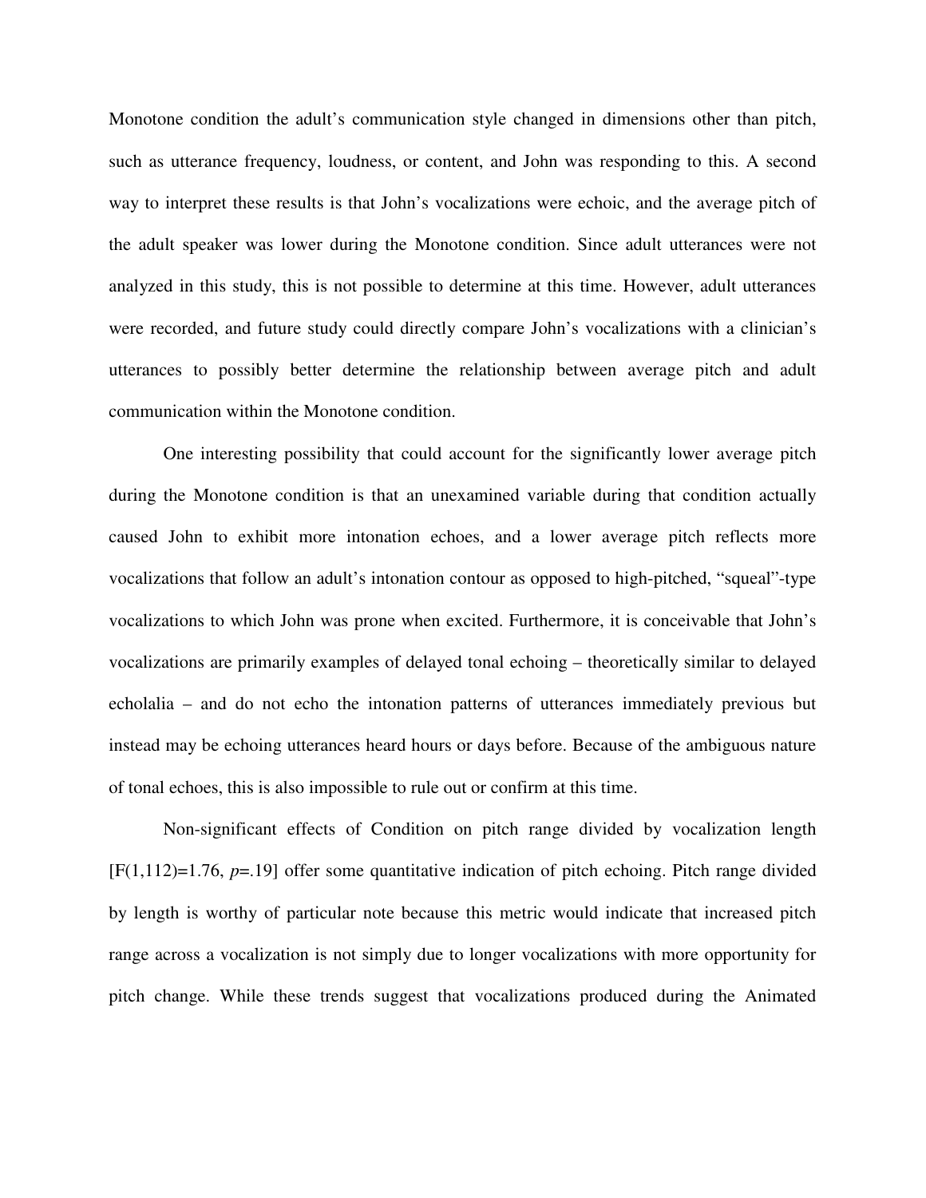Monotone condition the adult's communication style changed in dimensions other than pitch, such as utterance frequency, loudness, or content, and John was responding to this. A second way to interpret these results is that John's vocalizations were echoic, and the average pitch of the adult speaker was lower during the Monotone condition. Since adult utterances were not analyzed in this study, this is not possible to determine at this time. However, adult utterances were recorded, and future study could directly compare John's vocalizations with a clinician's utterances to possibly better determine the relationship between average pitch and adult communication within the Monotone condition.

One interesting possibility that could account for the significantly lower average pitch during the Monotone condition is that an unexamined variable during that condition actually caused John to exhibit more intonation echoes, and a lower average pitch reflects more vocalizations that follow an adult's intonation contour as opposed to high-pitched, "squeal"-type vocalizations to which John was prone when excited. Furthermore, it is conceivable that John's vocalizations are primarily examples of delayed tonal echoing – theoretically similar to delayed echolalia – and do not echo the intonation patterns of utterances immediately previous but instead may be echoing utterances heard hours or days before. Because of the ambiguous nature of tonal echoes, this is also impossible to rule out or confirm at this time.

Non-significant effects of Condition on pitch range divided by vocalization length [$F(1,112)=1.76$, $p=.19$] offer some quantitative indication of pitch echoing. Pitch range divided by length is worthy of particular note because this metric would indicate that increased pitch range across a vocalization is not simply due to longer vocalizations with more opportunity for pitch change. While these trends suggest that vocalizations produced during the Animated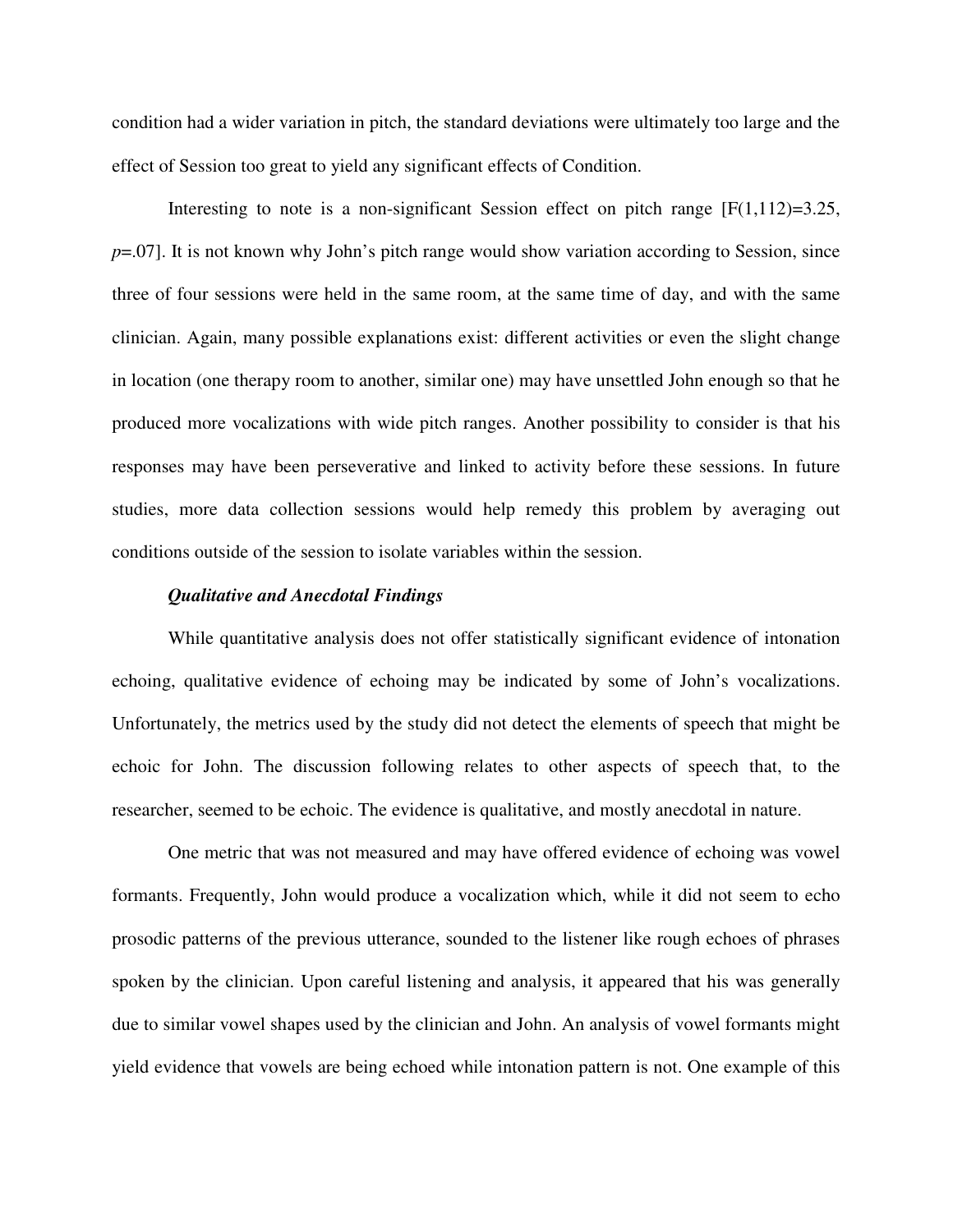condition had a wider variation in pitch, the standard deviations were ultimately too large and the effect of Session too great to yield any significant effects of Condition.

Interesting to note is a non-significant Session effect on pitch range [$F(1,112)=3.25$, $p=.07$]. It is not known why John's pitch range would show variation according to Session, since three of four sessions were held in the same room, at the same time of day, and with the same clinician. Again, many possible explanations exist: different activities or even the slight change in location (one therapy room to another, similar one) may have unsettled John enough so that he produced more vocalizations with wide pitch ranges. Another possibility to consider is that his responses may have been perseverative and linked to activity before these sessions. In future studies, more data collection sessions would help remedy this problem by averaging out conditions outside of the session to isolate variables within the session.

### *Qualitative and Anecdotal Findings*

While quantitative analysis does not offer statistically significant evidence of intonation echoing, qualitative evidence of echoing may be indicated by some of John's vocalizations. Unfortunately, the metrics used by the study did not detect the elements of speech that might be echoic for John. The discussion following relates to other aspects of speech that, to the researcher, seemed to be echoic. The evidence is qualitative, and mostly anecdotal in nature.

One metric that was not measured and may have offered evidence of echoing was vowel formants. Frequently, John would produce a vocalization which, while it did not seem to echo prosodic patterns of the previous utterance, sounded to the listener like rough echoes of phrases spoken by the clinician. Upon careful listening and analysis, it appeared that his was generally due to similar vowel shapes used by the clinician and John. An analysis of vowel formants might yield evidence that vowels are being echoed while intonation pattern is not. One example of this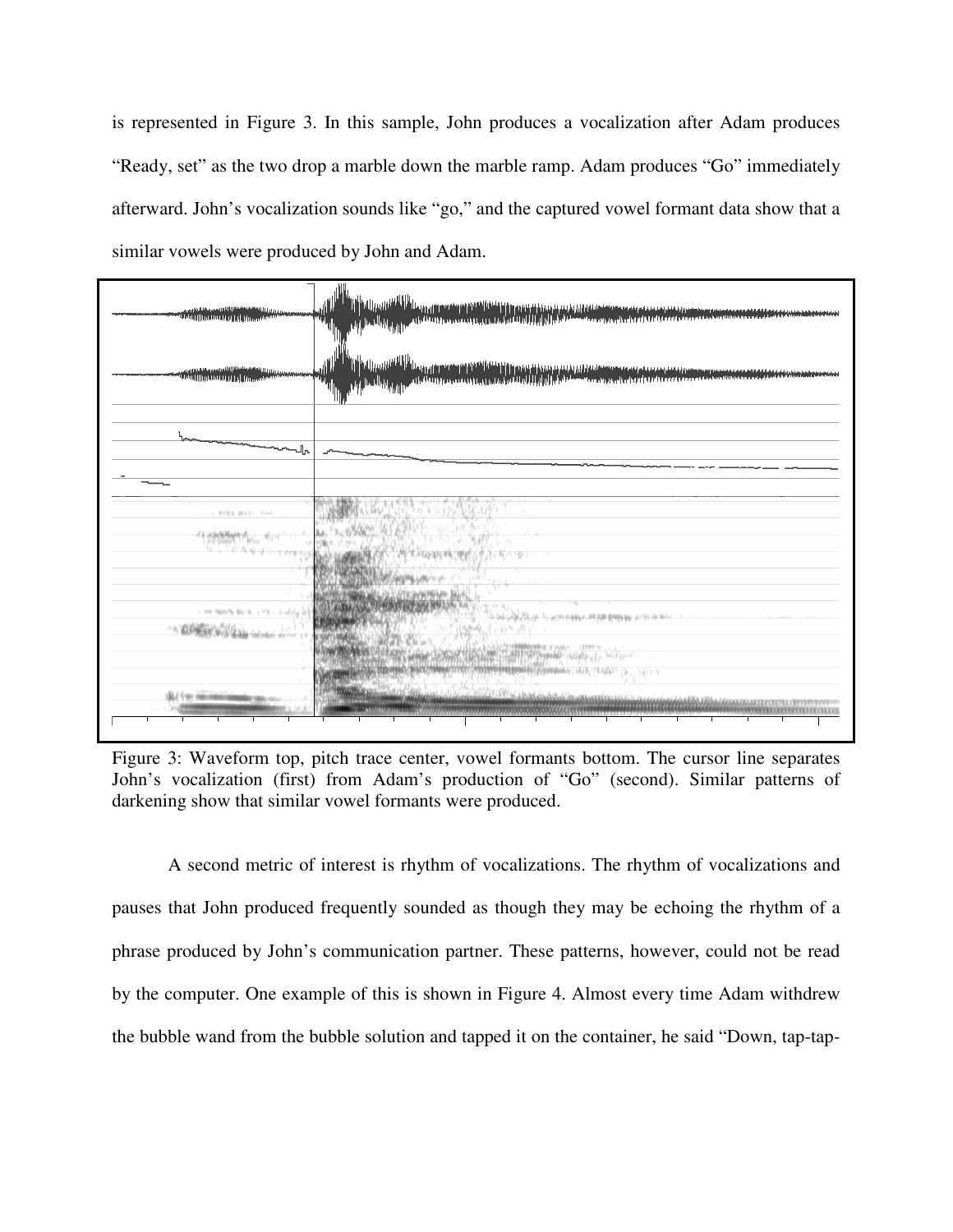is represented in Figure 3. In this sample, John produces a vocalization after Adam produces "Ready, set" as the two drop a marble down the marble ramp. Adam produces "Go" immediately afterward. John's vocalization sounds like "go," and the captured vowel formant data show that a similar vowels were produced by John and Adam.

Figure 3: Waveform top, pitch trace center, vowel formants bottom. The cursor line separates John's vocalization (first) from Adam's production of "Go" (second). Similar patterns of darkening show that similar vowel formants were produced.

A second metric of interest is rhythm of vocalizations. The rhythm of vocalizations and pauses that John produced frequently sounded as though they may be echoing the rhythm of a phrase produced by John's communication partner. These patterns, however, could not be read by the computer. One example of this is shown in Figure 4. Almost every time Adam withdrew the bubble wand from the bubble solution and tapped it on the container, he said "Down, tap-tap-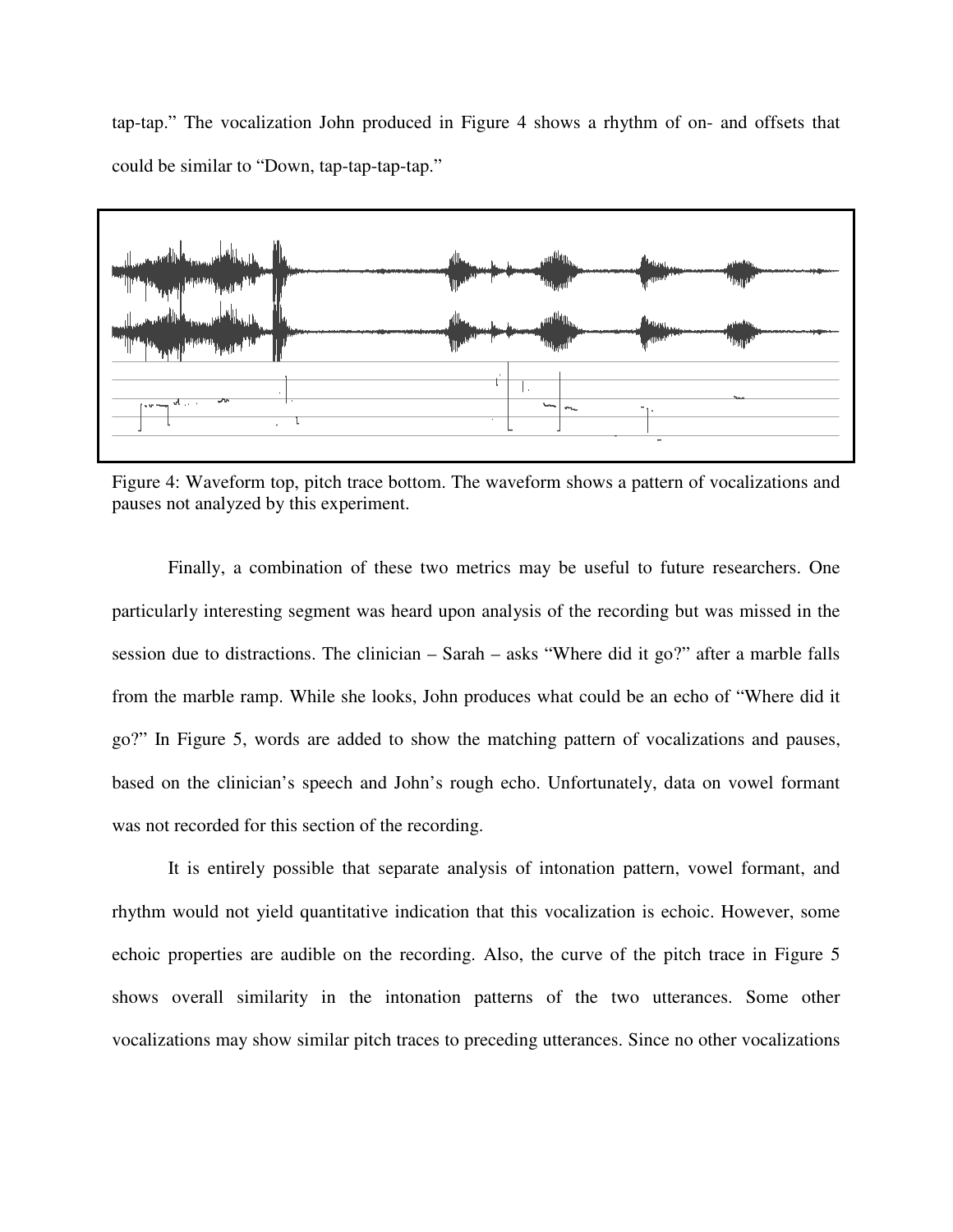tap-tap." The vocalization John produced in Figure 4 shows a rhythm of on- and offsets that could be similar to "Down, tap-tap-tap-tap."

Figure 4: Waveform top, pitch trace bottom. The waveform shows a pattern of vocalizations and pauses not analyzed by this experiment.

Finally, a combination of these two metrics may be useful to future researchers. One particularly interesting segment was heard upon analysis of the recording but was missed in the session due to distractions. The clinician – Sarah – asks "Where did it go?" after a marble falls from the marble ramp. While she looks, John produces what could be an echo of "Where did it go?" In Figure 5, words are added to show the matching pattern of vocalizations and pauses, based on the clinician's speech and John's rough echo. Unfortunately, data on vowel formant was not recorded for this section of the recording.

It is entirely possible that separate analysis of intonation pattern, vowel formant, and rhythm would not yield quantitative indication that this vocalization is echoic. However, some echoic properties are audible on the recording. Also, the curve of the pitch trace in Figure 5 shows overall similarity in the intonation patterns of the two utterances. Some other vocalizations may show similar pitch traces to preceding utterances. Since no other vocalizations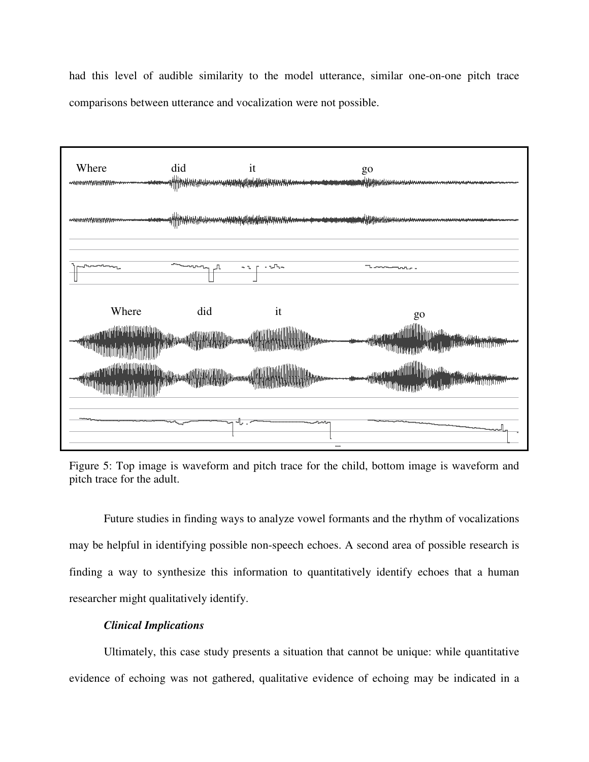had this level of audible similarity to the model utterance, similar one-on-one pitch trace comparisons between utterance and vocalization were not possible.

Figure 5: Top image is waveform and pitch trace for the child, bottom image is waveform and pitch trace for the adult.

Future studies in finding ways to analyze vowel formants and the rhythm of vocalizations may be helpful in identifying possible non-speech echoes. A second area of possible research is finding a way to synthesize this information to quantitatively identify echoes that a human researcher might qualitatively identify.

***Clinical Implications***

Ultimately, this case study presents a situation that cannot be unique: while quantitative evidence of echoing was not gathered, qualitative evidence of echoing may be indicated in a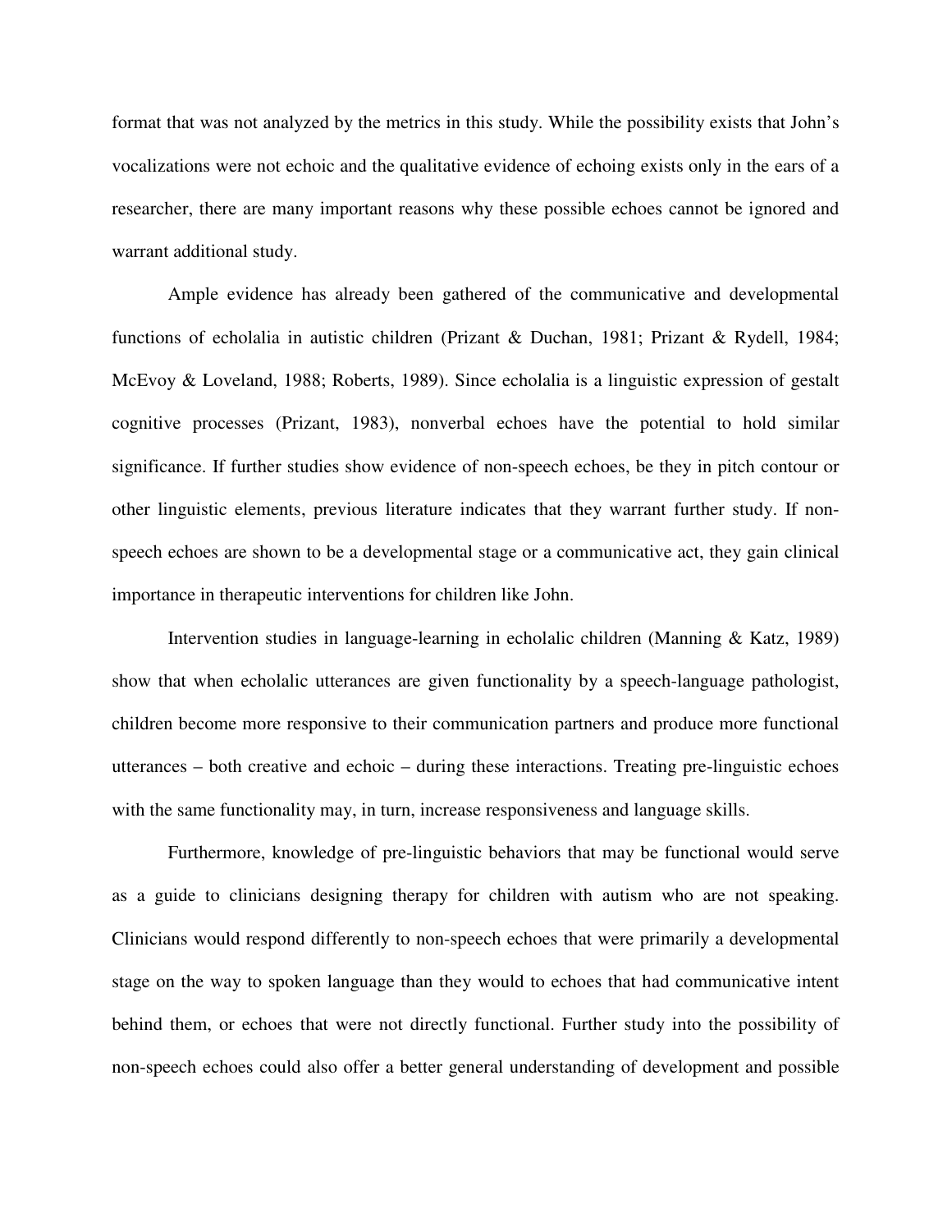format that was not analyzed by the metrics in this study. While the possibility exists that John's vocalizations were not echoic and the qualitative evidence of echoing exists only in the ears of a researcher, there are many important reasons why these possible echoes cannot be ignored and warrant additional study.

Ample evidence has already been gathered of the communicative and developmental functions of echolalia in autistic children (Prizant & Duchan, 1981; Prizant & Rydell, 1984; McEvoy & Loveland, 1988; Roberts, 1989). Since echolalia is a linguistic expression of gestalt cognitive processes (Prizant, 1983), nonverbal echoes have the potential to hold similar significance. If further studies show evidence of non-speech echoes, be they in pitch contour or other linguistic elements, previous literature indicates that they warrant further study. If non-speech echoes are shown to be a developmental stage or a communicative act, they gain clinical importance in therapeutic interventions for children like John.

Intervention studies in language-learning in echolalic children (Manning & Katz, 1989) show that when echolalic utterances are given functionality by a speech-language pathologist, children become more responsive to their communication partners and produce more functional utterances – both creative and echoic – during these interactions. Treating pre-linguistic echoes with the same functionality may, in turn, increase responsiveness and language skills.

Furthermore, knowledge of pre-linguistic behaviors that may be functional would serve as a guide to clinicians designing therapy for children with autism who are not speaking. Clinicians would respond differently to non-speech echoes that were primarily a developmental stage on the way to spoken language than they would to echoes that had communicative intent behind them, or echoes that were not directly functional. Further study into the possibility of non-speech echoes could also offer a better general understanding of development and possible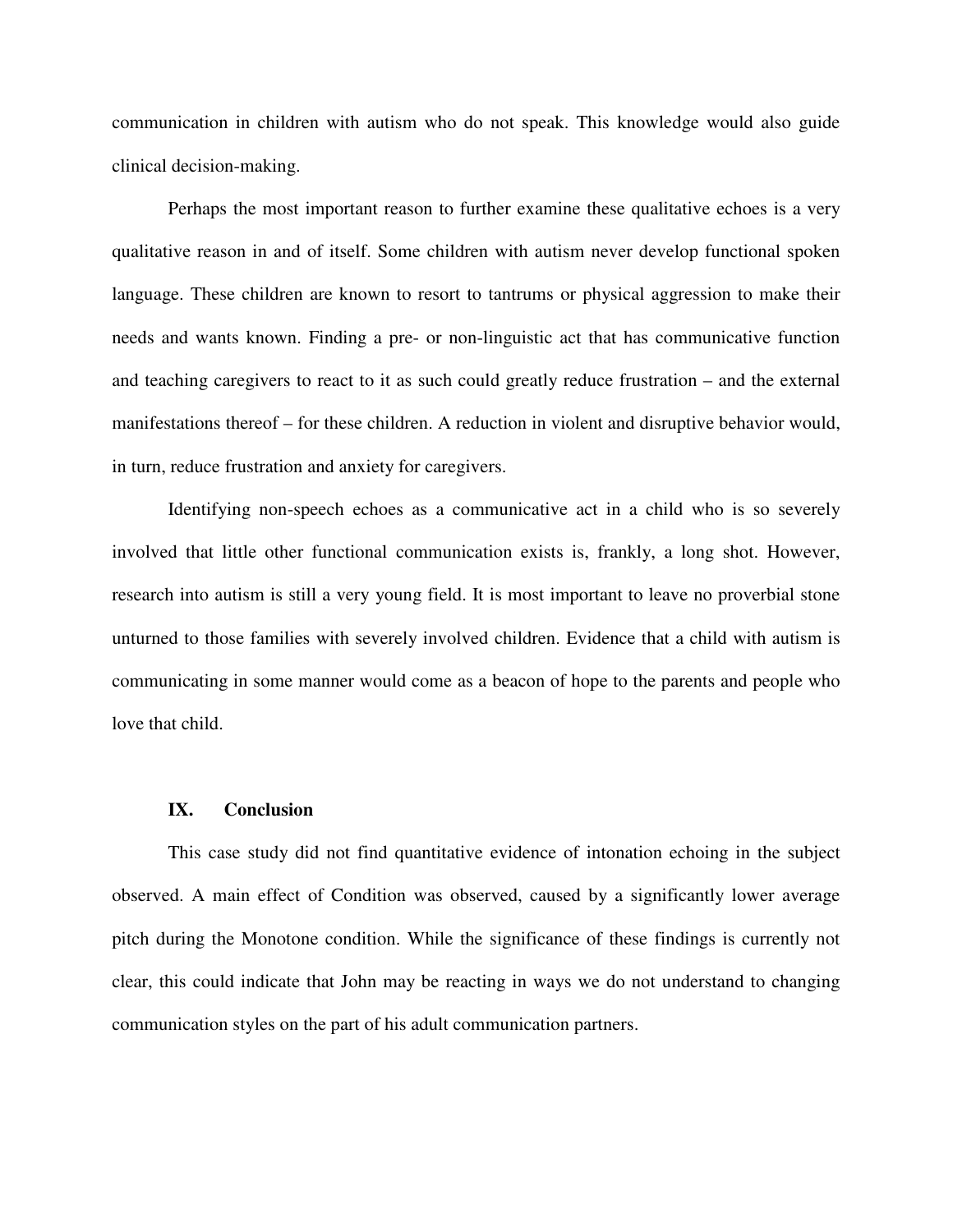communication in children with autism who do not speak. This knowledge would also guide clinical decision-making.

Perhaps the most important reason to further examine these qualitative echoes is a very qualitative reason in and of itself. Some children with autism never develop functional spoken language. These children are known to resort to tantrums or physical aggression to make their needs and wants known. Finding a pre- or non-linguistic act that has communicative function and teaching caregivers to react to it as such could greatly reduce frustration – and the external manifestations thereof – for these children. A reduction in violent and disruptive behavior would, in turn, reduce frustration and anxiety for caregivers.

Identifying non-speech echoes as a communicative act in a child who is so severely involved that little other functional communication exists is, frankly, a long shot. However, research into autism is still a very young field. It is most important to leave no proverbial stone unturned to those families with severely involved children. Evidence that a child with autism is communicating in some manner would come as a beacon of hope to the parents and people who love that child.

## IX. Conclusion

This case study did not find quantitative evidence of intonation echoing in the subject observed. A main effect of Condition was observed, caused by a significantly lower average pitch during the Monotone condition. While the significance of these findings is currently not clear, this could indicate that John may be reacting in ways we do not understand to changing communication styles on the part of his adult communication partners.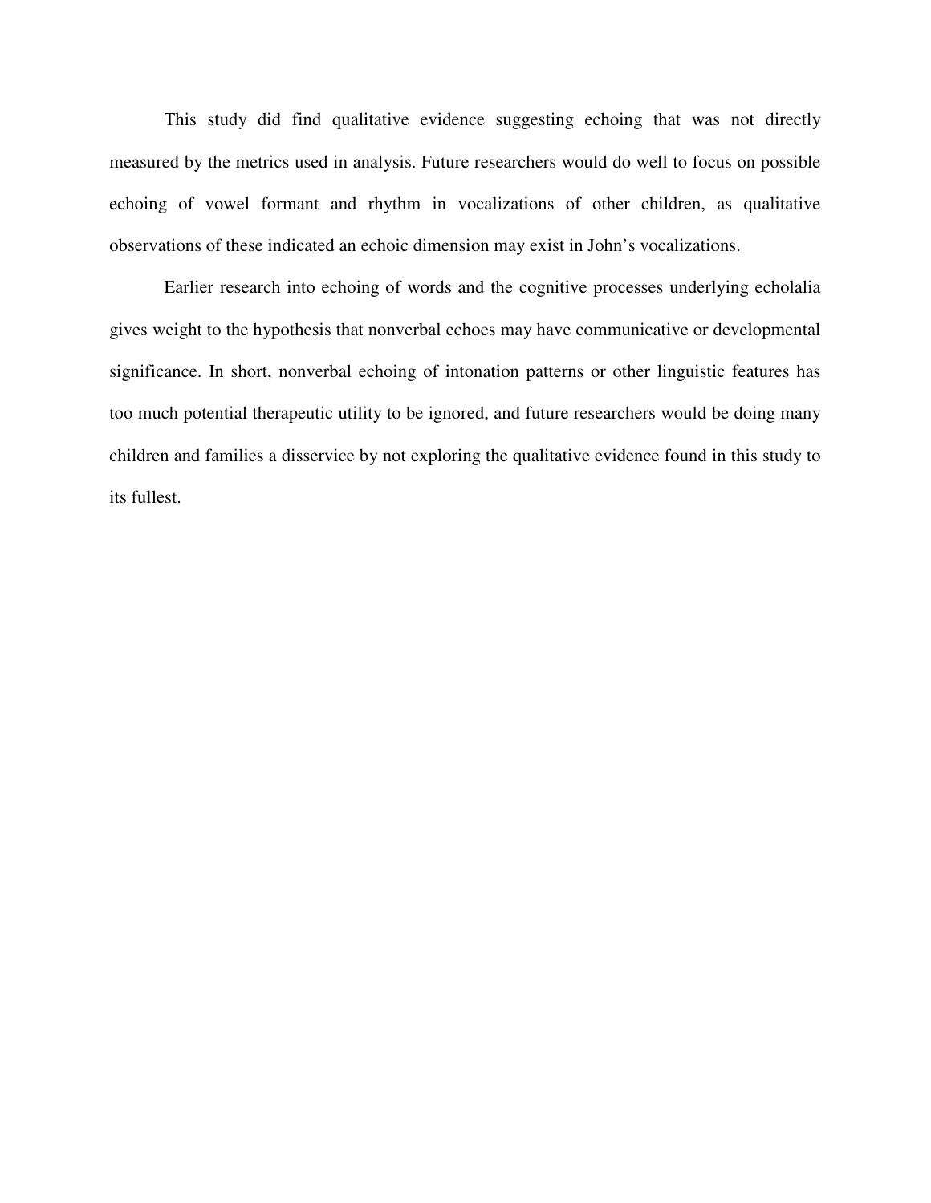This study did find qualitative evidence suggesting echoing that was not directly measured by the metrics used in analysis. Future researchers would do well to focus on possible echoing of vowel formant and rhythm in vocalizations of other children, as qualitative observations of these indicated an echoic dimension may exist in John's vocalizations.

Earlier research into echoing of words and the cognitive processes underlying echolalia gives weight to the hypothesis that nonverbal echoes may have communicative or developmental significance. In short, nonverbal echoing of intonation patterns or other linguistic features has too much potential therapeutic utility to be ignored, and future researchers would be doing many children and families a disservice by not exploring the qualitative evidence found in this study to its fullest.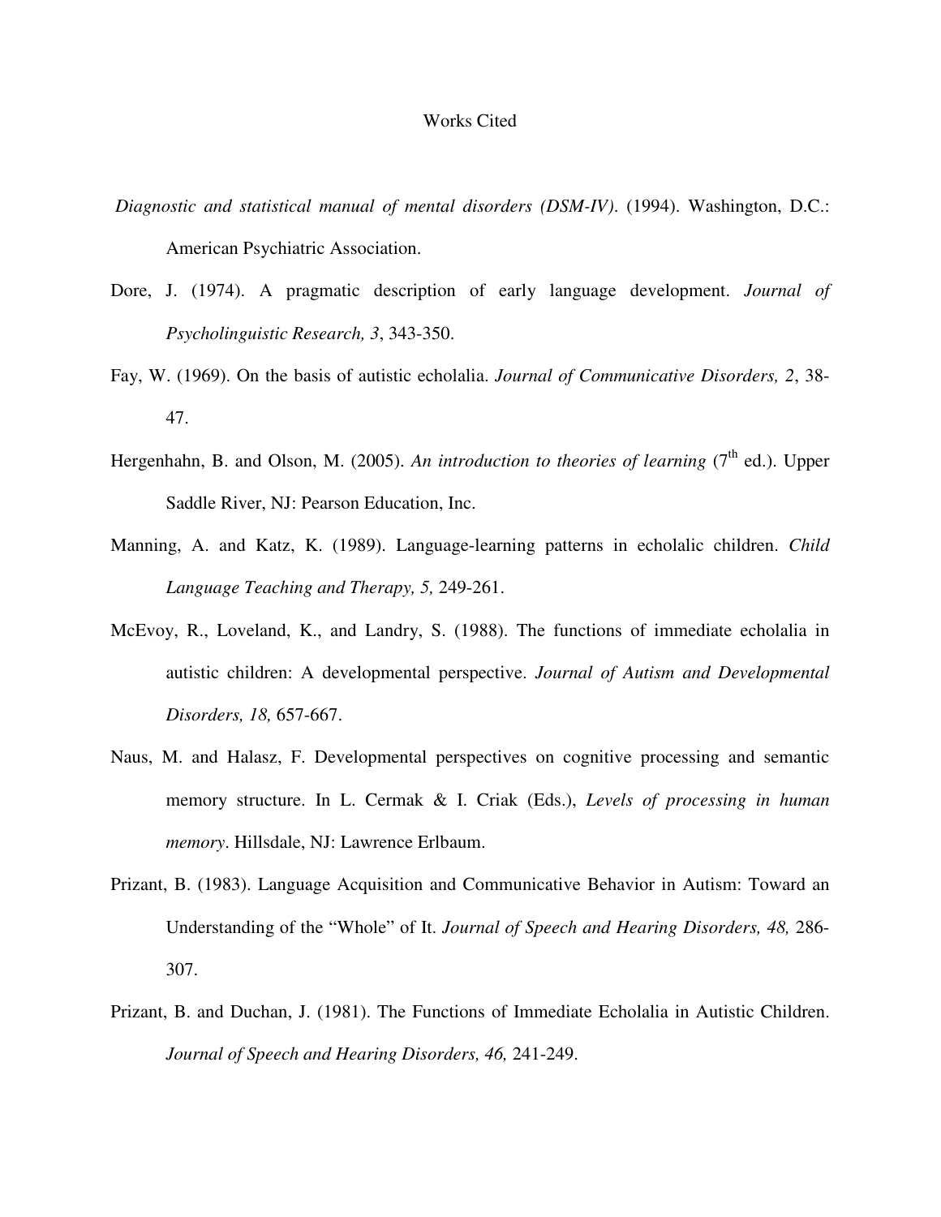# Works Cited

*Diagnostic and statistical manual of mental disorders (DSM-IV)*. (1994). Washington, D.C.: American Psychiatric Association.

Dore, J. (1974). A pragmatic description of early language development. *Journal of Psycholinguistic Research, 3*, 343-350.

Fay, W. (1969). On the basis of autistic echolalia. *Journal of Communicative Disorders, 2*, 38-47.

Hergenhahn, B. and Olson, M. (2005). *An introduction to theories of learning* (7th ed.). Upper Saddle River, NJ: Pearson Education, Inc.

Manning, A. and Katz, K. (1989). Language-learning patterns in echolalic children. *Child Language Teaching and Therapy, 5,* 249-261.

McEvoy, R., Loveland, K., and Landry, S. (1988). The functions of immediate echolalia in autistic children: A developmental perspective. *Journal of Autism and Developmental Disorders, 18,* 657-667.

Naus, M. and Halasz, F. Developmental perspectives on cognitive processing and semantic memory structure. In L. Cermak & I. Criak (Eds.), *Levels of processing in human memory*. Hillsdale, NJ: Lawrence Erlbaum.

Prizant, B. (1983). Language Acquisition and Communicative Behavior in Autism: Toward an Understanding of the "Whole" of It. *Journal of Speech and Hearing Disorders, 48,* 286-307.

Prizant, B. and Duchan, J. (1981). The Functions of Immediate Echolalia in Autistic Children. *Journal of Speech and Hearing Disorders, 46,* 241-249.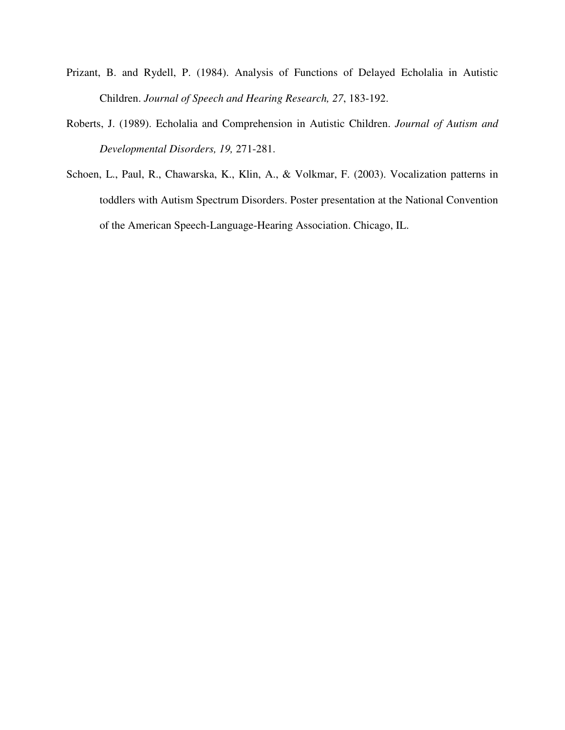Prizant, B. and Rydell, P. (1984). Analysis of Functions of Delayed Echolalia in Autistic Children. *Journal of Speech and Hearing Research, 27*, 183-192.

Roberts, J. (1989). Echolalia and Comprehension in Autistic Children. *Journal of Autism and Developmental Disorders, 19,* 271-281.

Schoen, L., Paul, R., Chawarska, K., Klin, A., & Volkmar, F. (2003). Vocalization patterns in toddlers with Autism Spectrum Disorders. Poster presentation at the National Convention of the American Speech-Language-Hearing Association. Chicago, IL.